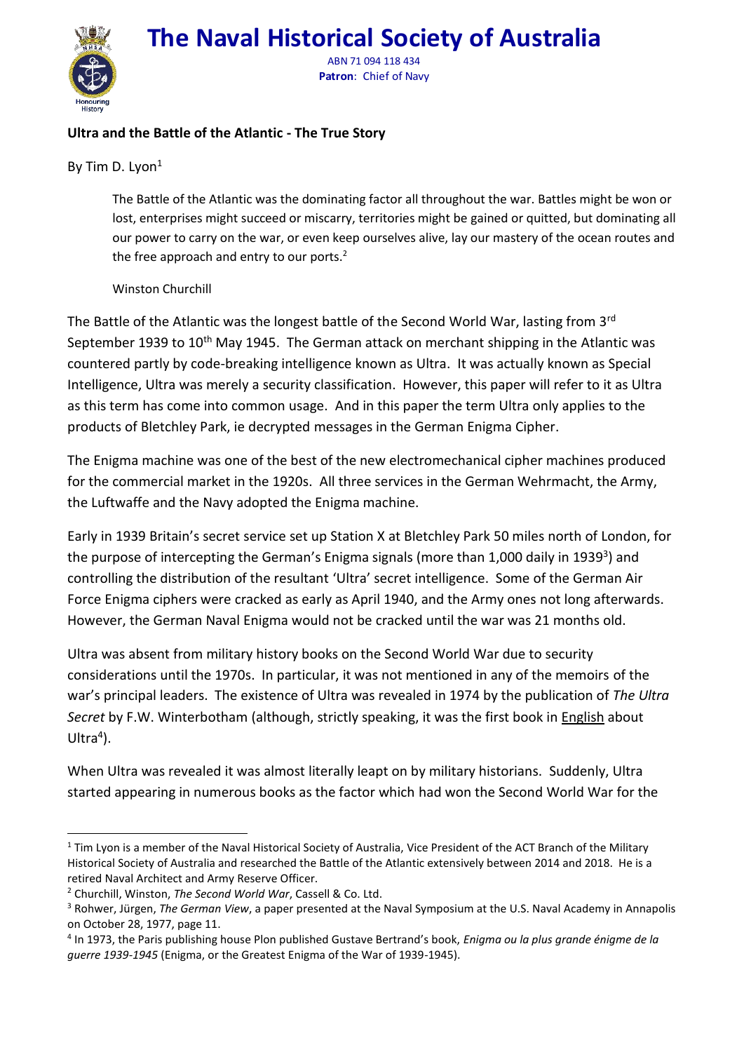# The Naval Historical Society of Australia

ABN 71 094 118 434
**Patron**: Chief of Navy

**Ultra and the Battle of the Atlantic - The True Story**

By Tim D. Lyon[1]

> The Battle of the Atlantic was the dominating factor all throughout the war. Battles might be won or lost, enterprises might succeed or miscarry, territories might be gained or quitted, but dominating all our power to carry on the war, or even keep ourselves alive, lay our mastery of the ocean routes and the free approach and entry to our ports.[2]
>
> Winston Churchill

The Battle of the Atlantic was the longest battle of the Second World War, lasting from 3rd September 1939 to 10th May 1945. The German attack on merchant shipping in the Atlantic was countered partly by code-breaking intelligence known as Ultra. It was actually known as Special Intelligence, Ultra was merely a security classification. However, this paper will refer to it as Ultra as this term has come into common usage. And in this paper the term Ultra only applies to the products of Bletchley Park, ie decrypted messages in the German Enigma Cipher.

The Enigma machine was one of the best of the new electromechanical cipher machines produced for the commercial market in the 1920s. All three services in the German Wehrmacht, the Army, the Luftwaffe and the Navy adopted the Enigma machine.

Early in 1939 Britain's secret service set up Station X at Bletchley Park 50 miles north of London, for the purpose of intercepting the German's Enigma signals (more than 1,000 daily in 1939[3]) and controlling the distribution of the resultant 'Ultra' secret intelligence. Some of the German Air Force Enigma ciphers were cracked as early as April 1940, and the Army ones not long afterwards. However, the German Naval Enigma would not be cracked until the war was 21 months old.

Ultra was absent from military history books on the Second World War due to security considerations until the 1970s. In particular, it was not mentioned in any of the memoirs of the war's principal leaders. The existence of Ultra was revealed in 1974 by the publication of *The Ultra Secret* by F.W. Winterbotham (although, strictly speaking, it was the first book in English about Ultra[4]).

When Ultra was revealed it was almost literally leapt on by military historians. Suddenly, Ultra started appearing in numerous books as the factor which had won the Second World War for the

---

[1] Tim Lyon is a member of the Naval Historical Society of Australia, Vice President of the ACT Branch of the Military Historical Society of Australia and researched the Battle of the Atlantic extensively between 2014 and 2018. He is a retired Naval Architect and Army Reserve Officer.

[2] Churchill, Winston, *The Second World War*, Cassell & Co. Ltd.

[3] Rohwer, Jürgen, *The German View*, a paper presented at the Naval Symposium at the U.S. Naval Academy in Annapolis on October 28, 1977, page 11.

[4] In 1973, the Paris publishing house Plon published Gustave Bertrand's book, *Enigma ou la plus grande énigme de la guerre 1939-1945* (Enigma, or the Greatest Enigma of the War of 1939-1945).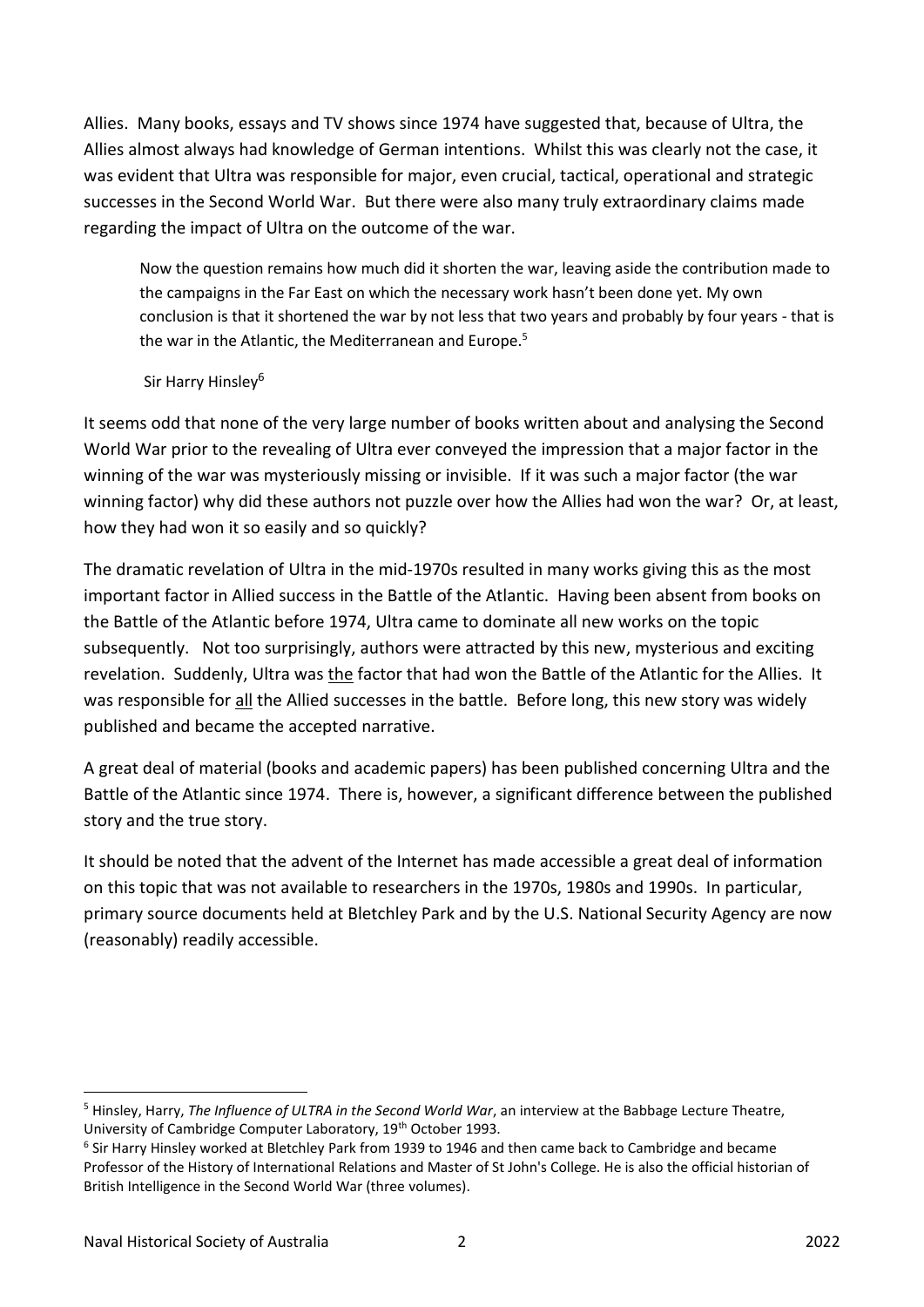Allies. Many books, essays and TV shows since 1974 have suggested that, because of Ultra, the Allies almost always had knowledge of German intentions. Whilst this was clearly not the case, it was evident that Ultra was responsible for major, even crucial, tactical, operational and strategic successes in the Second World War. But there were also many truly extraordinary claims made regarding the impact of Ultra on the outcome of the war.

> Now the question remains how much did it shorten the war, leaving aside the contribution made to the campaigns in the Far East on which the necessary work hasn't been done yet. My own conclusion is that it shortened the war by not less that two years and probably by four years - that is the war in the Atlantic, the Mediterranean and Europe.[5]
>
> Sir Harry Hinsley[6]

It seems odd that none of the very large number of books written about and analysing the Second World War prior to the revealing of Ultra ever conveyed the impression that a major factor in the winning of the war was mysteriously missing or invisible. If it was such a major factor (the war winning factor) why did these authors not puzzle over how the Allies had won the war? Or, at least, how they had won it so easily and so quickly?

The dramatic revelation of Ultra in the mid-1970s resulted in many works giving this as the most important factor in Allied success in the Battle of the Atlantic. Having been absent from books on the Battle of the Atlantic before 1974, Ultra came to dominate all new works on the topic subsequently. Not too surprisingly, authors were attracted by this new, mysterious and exciting revelation. Suddenly, Ultra was <u>the</u> factor that had won the Battle of the Atlantic for the Allies. It was responsible for <u>all</u> the Allied successes in the battle. Before long, this new story was widely published and became the accepted narrative.

A great deal of material (books and academic papers) has been published concerning Ultra and the Battle of the Atlantic since 1974. There is, however, a significant difference between the published story and the true story.

It should be noted that the advent of the Internet has made accessible a great deal of information on this topic that was not available to researchers in the 1970s, 1980s and 1990s. In particular, primary source documents held at Bletchley Park and by the U.S. National Security Agency are now (reasonably) readily accessible.

---

[5] Hinsley, Harry, *The Influence of ULTRA in the Second World War*, an interview at the Babbage Lecture Theatre, University of Cambridge Computer Laboratory, 19th October 1993.

[6] Sir Harry Hinsley worked at Bletchley Park from 1939 to 1946 and then came back to Cambridge and became Professor of the History of International Relations and Master of St John's College. He is also the official historian of British Intelligence in the Second World War (three volumes).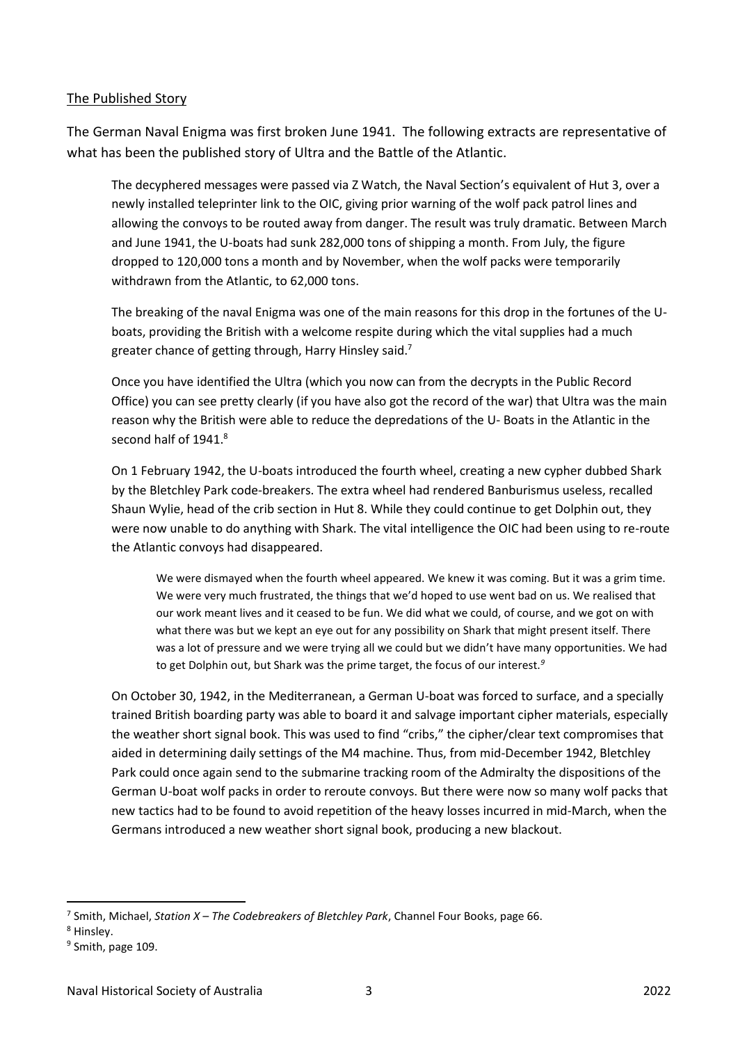The Published Story

The German Naval Enigma was first broken June 1941. The following extracts are representative of what has been the published story of Ultra and the Battle of the Atlantic.

> The decyphered messages were passed via Z Watch, the Naval Section's equivalent of Hut 3, over a newly installed teleprinter link to the OIC, giving prior warning of the wolf pack patrol lines and allowing the convoys to be routed away from danger. The result was truly dramatic. Between March and June 1941, the U-boats had sunk 282,000 tons of shipping a month. From July, the figure dropped to 120,000 tons a month and by November, when the wolf packs were temporarily withdrawn from the Atlantic, to 62,000 tons.
>
> The breaking of the naval Enigma was one of the main reasons for this drop in the fortunes of the U-boats, providing the British with a welcome respite during which the vital supplies had a much greater chance of getting through, Harry Hinsley said.[7]
>
> Once you have identified the Ultra (which you now can from the decrypts in the Public Record Office) you can see pretty clearly (if you have also got the record of the war) that Ultra was the main reason why the British were able to reduce the depredations of the U- Boats in the Atlantic in the second half of 1941.[8]
>
> On 1 February 1942, the U-boats introduced the fourth wheel, creating a new cypher dubbed Shark by the Bletchley Park code-breakers. The extra wheel had rendered Banburismus useless, recalled Shaun Wylie, head of the crib section in Hut 8. While they could continue to get Dolphin out, they were now unable to do anything with Shark. The vital intelligence the OIC had been using to re-route the Atlantic convoys had disappeared.
>
> > We were dismayed when the fourth wheel appeared. We knew it was coming. But it was a grim time. We were very much frustrated, the things that we'd hoped to use went bad on us. We realised that our work meant lives and it ceased to be fun. We did what we could, of course, and we got on with what there was but we kept an eye out for any possibility on Shark that might present itself. There was a lot of pressure and we were trying all we could but we didn't have many opportunities. We had to get Dolphin out, but Shark was the prime target, the focus of our interest.[9]
>
> On October 30, 1942, in the Mediterranean, a German U-boat was forced to surface, and a specially trained British boarding party was able to board it and salvage important cipher materials, especially the weather short signal book. This was used to find "cribs," the cipher/clear text compromises that aided in determining daily settings of the M4 machine. Thus, from mid-December 1942, Bletchley Park could once again send to the submarine tracking room of the Admiralty the dispositions of the German U-boat wolf packs in order to reroute convoys. But there were now so many wolf packs that new tactics had to be found to avoid repetition of the heavy losses incurred in mid-March, when the Germans introduced a new weather short signal book, producing a new blackout.

---

[7] Smith, Michael, *Station X – The Codebreakers of Bletchley Park*, Channel Four Books, page 66.

[8] Hinsley.

[9] Smith, page 109.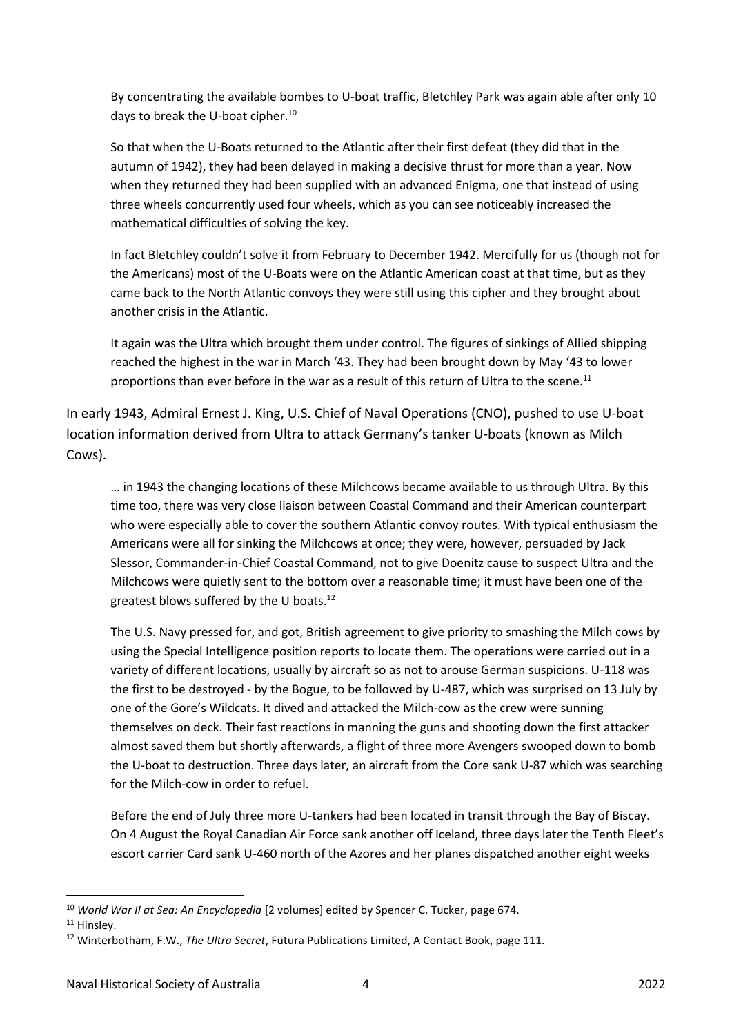> By concentrating the available bombes to U-boat traffic, Bletchley Park was again able after only 10 days to break the U-boat cipher.[10]
>
> So that when the U-Boats returned to the Atlantic after their first defeat (they did that in the autumn of 1942), they had been delayed in making a decisive thrust for more than a year. Now when they returned they had been supplied with an advanced Enigma, one that instead of using three wheels concurrently used four wheels, which as you can see noticeably increased the mathematical difficulties of solving the key.
>
> In fact Bletchley couldn't solve it from February to December 1942. Mercifully for us (though not for the Americans) most of the U-Boats were on the Atlantic American coast at that time, but as they came back to the North Atlantic convoys they were still using this cipher and they brought about another crisis in the Atlantic.
>
> It again was the Ultra which brought them under control. The figures of sinkings of Allied shipping reached the highest in the war in March '43. They had been brought down by May '43 to lower proportions than ever before in the war as a result of this return of Ultra to the scene.[11]

In early 1943, Admiral Ernest J. King, U.S. Chief of Naval Operations (CNO), pushed to use U-boat location information derived from Ultra to attack Germany's tanker U-boats (known as Milch Cows).

> … in 1943 the changing locations of these Milchcows became available to us through Ultra. By this time too, there was very close liaison between Coastal Command and their American counterpart who were especially able to cover the southern Atlantic convoy routes. With typical enthusiasm the Americans were all for sinking the Milchcows at once; they were, however, persuaded by Jack Slessor, Commander-in-Chief Coastal Command, not to give Doenitz cause to suspect Ultra and the Milchcows were quietly sent to the bottom over a reasonable time; it must have been one of the greatest blows suffered by the U boats.[12]
>
> The U.S. Navy pressed for, and got, British agreement to give priority to smashing the Milch cows by using the Special Intelligence position reports to locate them. The operations were carried out in a variety of different locations, usually by aircraft so as not to arouse German suspicions. U-118 was the first to be destroyed - by the Bogue, to be followed by U-487, which was surprised on 13 July by one of the Gore's Wildcats. It dived and attacked the Milch-cow as the crew were sunning themselves on deck. Their fast reactions in manning the guns and shooting down the first attacker almost saved them but shortly afterwards, a flight of three more Avengers swooped down to bomb the U-boat to destruction. Three days later, an aircraft from the Core sank U-87 which was searching for the Milch-cow in order to refuel.
>
> Before the end of July three more U-tankers had been located in transit through the Bay of Biscay. On 4 August the Royal Canadian Air Force sank another off Iceland, three days later the Tenth Fleet's escort carrier Card sank U-460 north of the Azores and her planes dispatched another eight weeks

---

[10] *World War II at Sea: An Encyclopedia* [2 volumes] edited by Spencer C. Tucker, page 674.

[11] Hinsley.

[12] Winterbotham, F.W., *The Ultra Secret*, Futura Publications Limited, A Contact Book, page 111.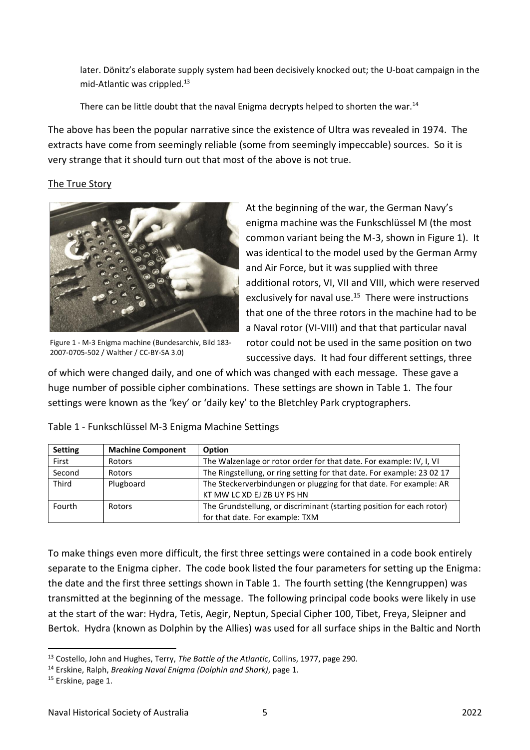later. Dönitz's elaborate supply system had been decisively knocked out; the U-boat campaign in the mid-Atlantic was crippled.[13]

There can be little doubt that the naval Enigma decrypts helped to shorten the war.[14]

The above has been the popular narrative since the existence of Ultra was revealed in 1974. The extracts have come from seemingly reliable (some from seemingly impeccable) sources. So it is very strange that it should turn out that most of the above is not true.

## The True Story

Figure 1 - M-3 Enigma machine (Bundesarchiv, Bild 183-2007-0705-502 / Walther / CC-BY-SA 3.0)

At the beginning of the war, the German Navy's enigma machine was the Funkschlüssel M (the most common variant being the M-3, shown in Figure 1). It was identical to the model used by the German Army and Air Force, but it was supplied with three additional rotors, VI, VII and VIII, which were reserved exclusively for naval use.[15] There were instructions that one of the three rotors in the machine had to be a Naval rotor (VI-VIII) and that that particular naval rotor could not be used in the same position on two successive days. It had four different settings, three of which were changed daily, and one of which was changed with each message. These gave a huge number of possible cipher combinations. These settings are shown in Table 1. The four settings were known as the 'key' or 'daily key' to the Bletchley Park cryptographers.

Table 1 - Funkschlüssel M-3 Enigma Machine Settings

| Setting | Machine Component | Option |
|---|---|---|
| First | Rotors | The Walzenlage or rotor order for that date. For example: IV, I, VI |
| Second | Rotors | The Ringstellung, or ring setting for that date. For example: 23 02 17 |
| Third | Plugboard | The Steckerverbindungen or plugging for that date. For example: AR KT MW LC XD EJ ZB UY PS HN |
| Fourth | Rotors | The Grundstellung, or discriminant (starting position for each rotor) for that date. For example: TXM |

To make things even more difficult, the first three settings were contained in a code book entirely separate to the Enigma cipher. The code book listed the four parameters for setting up the Enigma: the date and the first three settings shown in Table 1. The fourth setting (the Kenngruppen) was transmitted at the beginning of the message. The following principal code books were likely in use at the start of the war: Hydra, Tetis, Aegir, Neptun, Special Cipher 100, Tibet, Freya, Sleipner and Bertok. Hydra (known as Dolphin by the Allies) was used for all surface ships in the Baltic and North

[13] Costello, John and Hughes, Terry, *The Battle of the Atlantic*, Collins, 1977, page 290.

[14] Erskine, Ralph, *Breaking Naval Enigma (Dolphin and Shark)*, page 1.

[15] Erskine, page 1.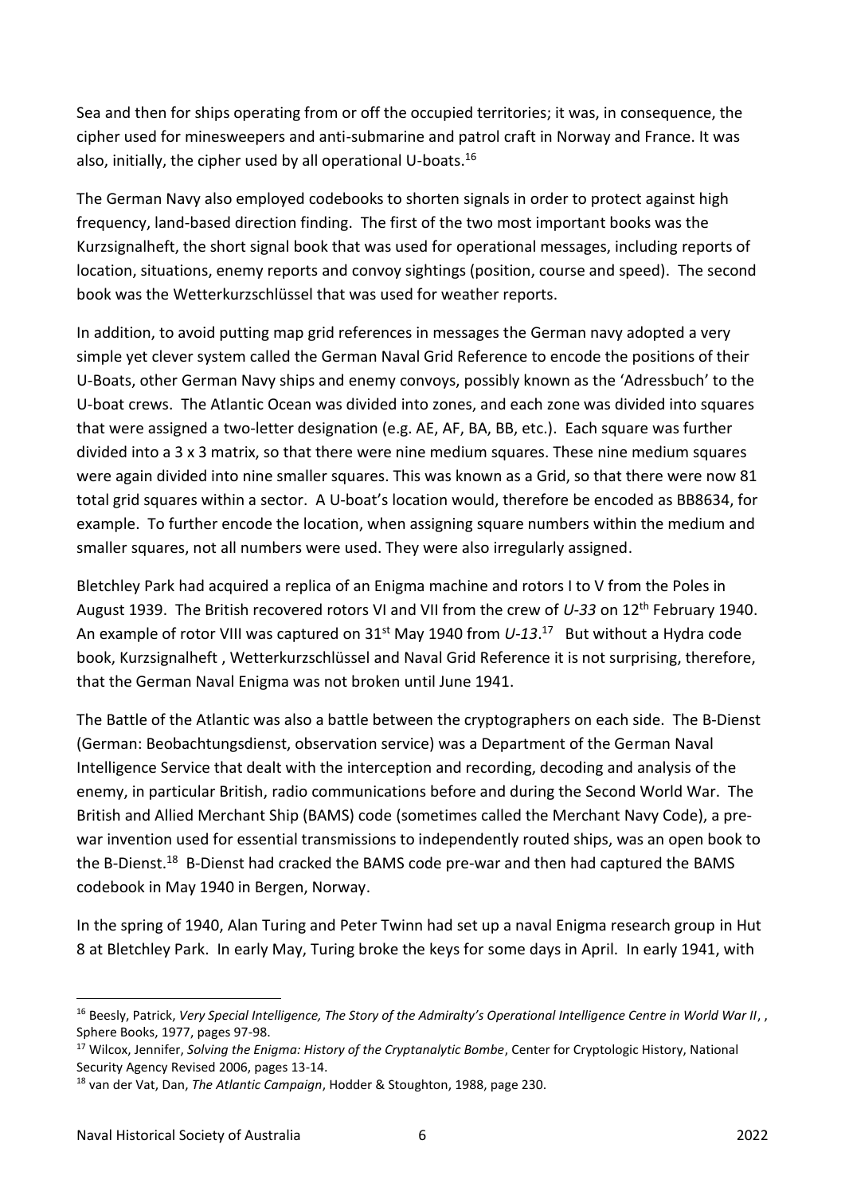Sea and then for ships operating from or off the occupied territories; it was, in consequence, the cipher used for minesweepers and anti-submarine and patrol craft in Norway and France. It was also, initially, the cipher used by all operational U-boats.[16]

The German Navy also employed codebooks to shorten signals in order to protect against high frequency, land-based direction finding. The first of the two most important books was the Kurzsignalheft, the short signal book that was used for operational messages, including reports of location, situations, enemy reports and convoy sightings (position, course and speed). The second book was the Wetterkurzschlüssel that was used for weather reports.

In addition, to avoid putting map grid references in messages the German navy adopted a very simple yet clever system called the German Naval Grid Reference to encode the positions of their U-Boats, other German Navy ships and enemy convoys, possibly known as the 'Adressbuch' to the U-boat crews. The Atlantic Ocean was divided into zones, and each zone was divided into squares that were assigned a two-letter designation (e.g. AE, AF, BA, BB, etc.). Each square was further divided into a 3 x 3 matrix, so that there were nine medium squares. These nine medium squares were again divided into nine smaller squares. This was known as a Grid, so that there were now 81 total grid squares within a sector. A U-boat's location would, therefore be encoded as BB8634, for example. To further encode the location, when assigning square numbers within the medium and smaller squares, not all numbers were used. They were also irregularly assigned.

Bletchley Park had acquired a replica of an Enigma machine and rotors I to V from the Poles in August 1939. The British recovered rotors VI and VII from the crew of *U-33* on 12th February 1940. An example of rotor VIII was captured on 31st May 1940 from *U-13*.[17] But without a Hydra code book, Kurzsignalheft , Wetterkurzschlüssel and Naval Grid Reference it is not surprising, therefore, that the German Naval Enigma was not broken until June 1941.

The Battle of the Atlantic was also a battle between the cryptographers on each side. The B-Dienst (German: Beobachtungsdienst, observation service) was a Department of the German Naval Intelligence Service that dealt with the interception and recording, decoding and analysis of the enemy, in particular British, radio communications before and during the Second World War. The British and Allied Merchant Ship (BAMS) code (sometimes called the Merchant Navy Code), a pre-war invention used for essential transmissions to independently routed ships, was an open book to the B-Dienst.[18] B-Dienst had cracked the BAMS code pre-war and then had captured the BAMS codebook in May 1940 in Bergen, Norway.

In the spring of 1940, Alan Turing and Peter Twinn had set up a naval Enigma research group in Hut 8 at Bletchley Park. In early May, Turing broke the keys for some days in April. In early 1941, with

---

[16] Beesly, Patrick, *Very Special Intelligence, The Story of the Admiralty's Operational Intelligence Centre in World War II*, , Sphere Books, 1977, pages 97-98.

[17] Wilcox, Jennifer, *Solving the Enigma: History of the Cryptanalytic Bombe*, Center for Cryptologic History, National Security Agency Revised 2006, pages 13-14.

[18] van der Vat, Dan, *The Atlantic Campaign*, Hodder & Stoughton, 1988, page 230.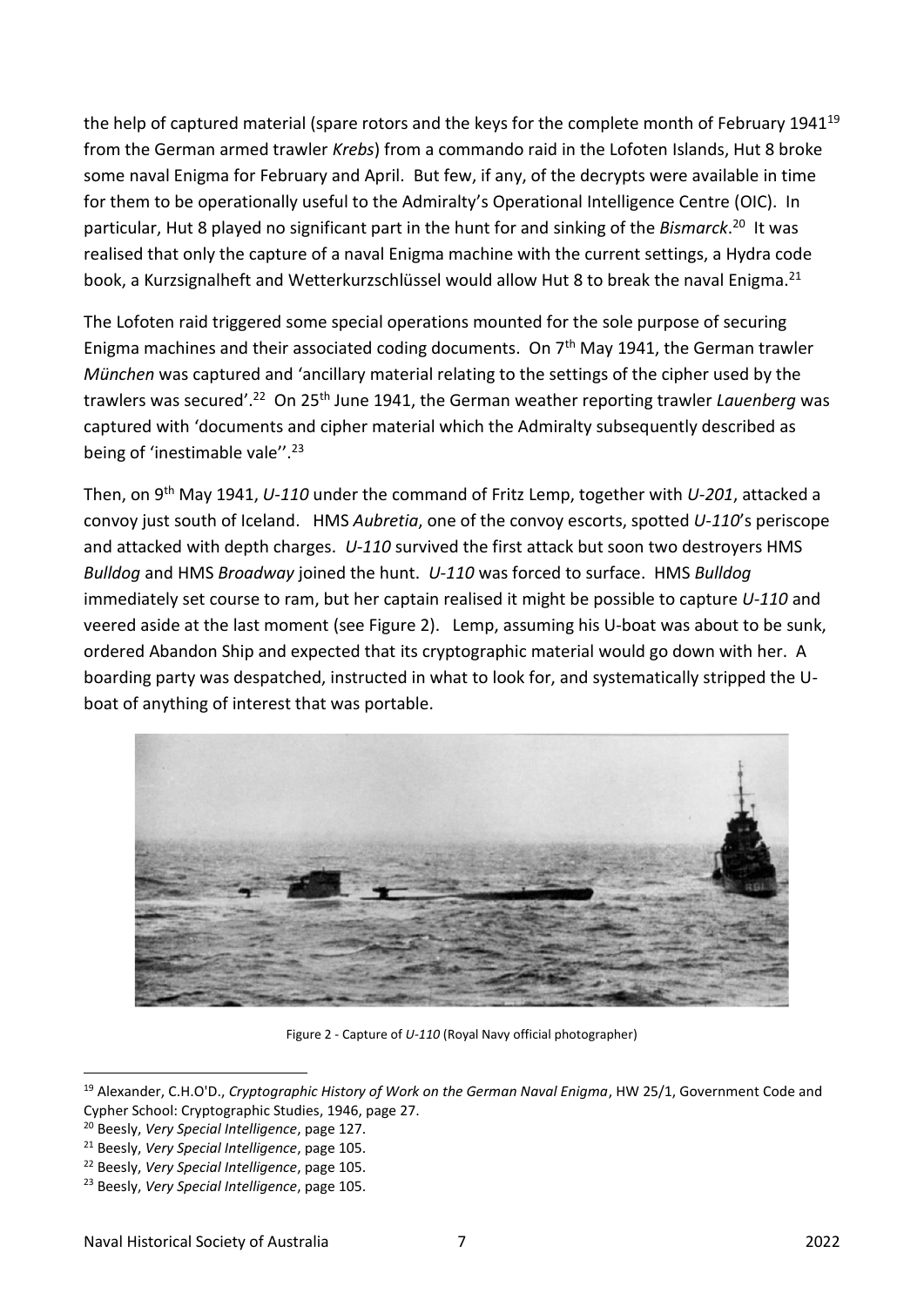the help of captured material (spare rotors and the keys for the complete month of February 1941[19] from the German armed trawler *Krebs*) from a commando raid in the Lofoten Islands, Hut 8 broke some naval Enigma for February and April. But few, if any, of the decrypts were available in time for them to be operationally useful to the Admiralty's Operational Intelligence Centre (OIC). In particular, Hut 8 played no significant part in the hunt for and sinking of the *Bismarck*.[20] It was realised that only the capture of a naval Enigma machine with the current settings, a Hydra code book, a Kurzsignalheft and Wetterkurzschlüssel would allow Hut 8 to break the naval Enigma.[21]

The Lofoten raid triggered some special operations mounted for the sole purpose of securing Enigma machines and their associated coding documents. On 7th May 1941, the German trawler *München* was captured and 'ancillary material relating to the settings of the cipher used by the trawlers was secured'.[22] On 25th June 1941, the German weather reporting trawler *Lauenberg* was captured with 'documents and cipher material which the Admiralty subsequently described as being of 'inestimable vale''.[23]

Then, on 9th May 1941, *U-110* under the command of Fritz Lemp, together with *U-201*, attacked a convoy just south of Iceland. HMS *Aubretia*, one of the convoy escorts, spotted *U-110*'s periscope and attacked with depth charges. *U-110* survived the first attack but soon two destroyers HMS *Bulldog* and HMS *Broadway* joined the hunt. *U-110* was forced to surface. HMS *Bulldog* immediately set course to ram, but her captain realised it might be possible to capture *U-110* and veered aside at the last moment (see Figure 2). Lemp, assuming his U-boat was about to be sunk, ordered Abandon Ship and expected that its cryptographic material would go down with her. A boarding party was despatched, instructed in what to look for, and systematically stripped the U-boat of anything of interest that was portable.

Figure 2 - Capture of *U-110* (Royal Navy official photographer)

---

[19] Alexander, C.H.O'D., *Cryptographic History of Work on the German Naval Enigma*, HW 25/1, Government Code and Cypher School: Cryptographic Studies, 1946, page 27.

[20] Beesly, *Very Special Intelligence*, page 127.

[21] Beesly, *Very Special Intelligence*, page 105.

[22] Beesly, *Very Special Intelligence*, page 105.

[23] Beesly, *Very Special Intelligence*, page 105.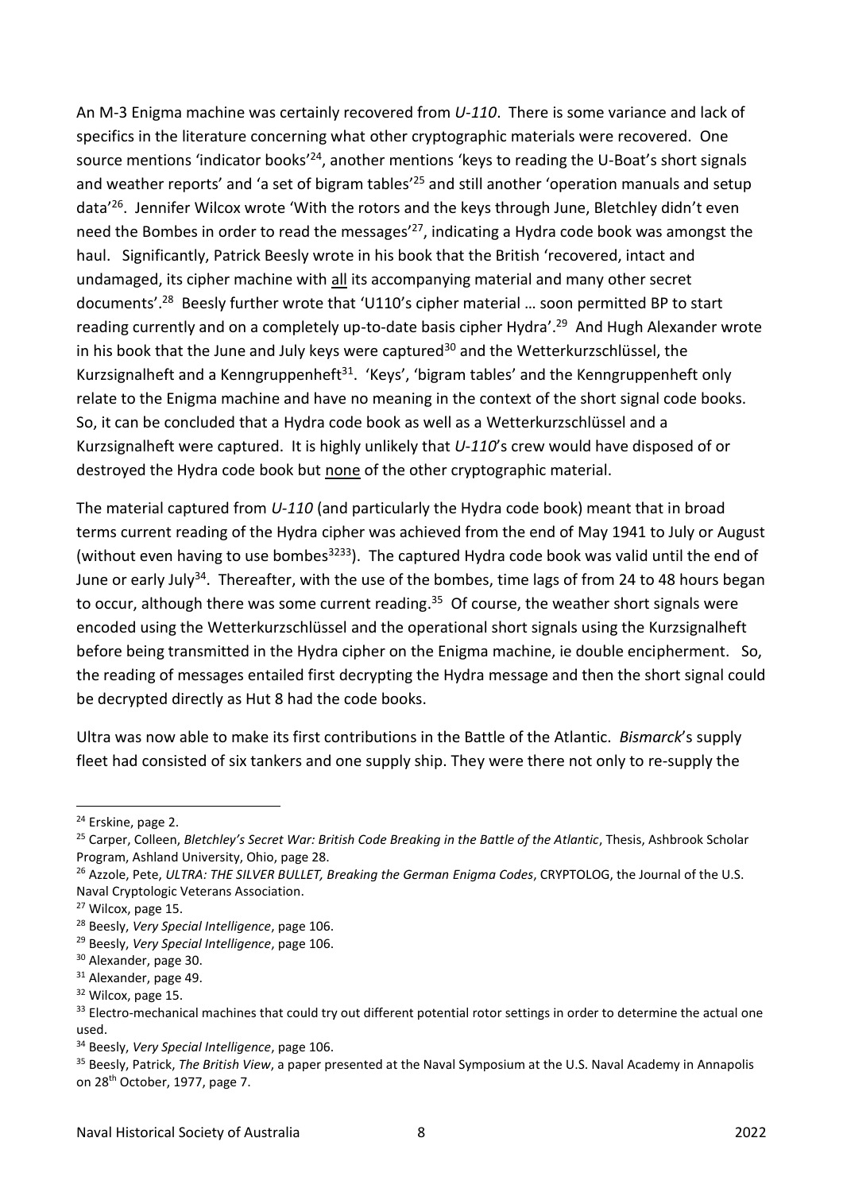An M-3 Enigma machine was certainly recovered from *U-110*. There is some variance and lack of specifics in the literature concerning what other cryptographic materials were recovered. One source mentions 'indicator books'[24], another mentions 'keys to reading the U-Boat's short signals and weather reports' and 'a set of bigram tables'[25] and still another 'operation manuals and setup data'[26]. Jennifer Wilcox wrote 'With the rotors and the keys through June, Bletchley didn't even need the Bombes in order to read the messages'[27], indicating a Hydra code book was amongst the haul. Significantly, Patrick Beesly wrote in his book that the British 'recovered, intact and undamaged, its cipher machine with <u>all</u> its accompanying material and many other secret documents'.[28] Beesly further wrote that 'U110's cipher material … soon permitted BP to start reading currently and on a completely up-to-date basis cipher Hydra'.[29] And Hugh Alexander wrote in his book that the June and July keys were captured[30] and the Wetterkurzschlüssel, the Kurzsignalheft and a Kenngruppenheft[31]. 'Keys', 'bigram tables' and the Kenngruppenheft only relate to the Enigma machine and have no meaning in the context of the short signal code books. So, it can be concluded that a Hydra code book as well as a Wetterkurzschlüssel and a Kurzsignalheft were captured. It is highly unlikely that *U-110*'s crew would have disposed of or destroyed the Hydra code book but <u>none</u> of the other cryptographic material.

The material captured from *U-110* (and particularly the Hydra code book) meant that in broad terms current reading of the Hydra cipher was achieved from the end of May 1941 to July or August (without even having to use bombes[32][33]). The captured Hydra code book was valid until the end of June or early July[34]. Thereafter, with the use of the bombes, time lags of from 24 to 48 hours began to occur, although there was some current reading.[35] Of course, the weather short signals were encoded using the Wetterkurzschlüssel and the operational short signals using the Kurzsignalheft before being transmitted in the Hydra cipher on the Enigma machine, ie double encipherment. So, the reading of messages entailed first decrypting the Hydra message and then the short signal could be decrypted directly as Hut 8 had the code books.

Ultra was now able to make its first contributions in the Battle of the Atlantic. *Bismarck*'s supply fleet had consisted of six tankers and one supply ship. They were there not only to re-supply the

---

[24] Erskine, page 2.

[25] Carper, Colleen, *Bletchley's Secret War: British Code Breaking in the Battle of the Atlantic*, Thesis, Ashbrook Scholar Program, Ashland University, Ohio, page 28.

[26] Azzole, Pete, *ULTRA: THE SILVER BULLET, Breaking the German Enigma Codes*, CRYPTOLOG, the Journal of the U.S. Naval Cryptologic Veterans Association.

[27] Wilcox, page 15.

[28] Beesly, *Very Special Intelligence*, page 106.

[29] Beesly, *Very Special Intelligence*, page 106.

[30] Alexander, page 30.

[31] Alexander, page 49.

[32] Wilcox, page 15.

[33] Electro-mechanical machines that could try out different potential rotor settings in order to determine the actual one used.

[34] Beesly, *Very Special Intelligence*, page 106.

[35] Beesly, Patrick, *The British View*, a paper presented at the Naval Symposium at the U.S. Naval Academy in Annapolis on 28th October, 1977, page 7.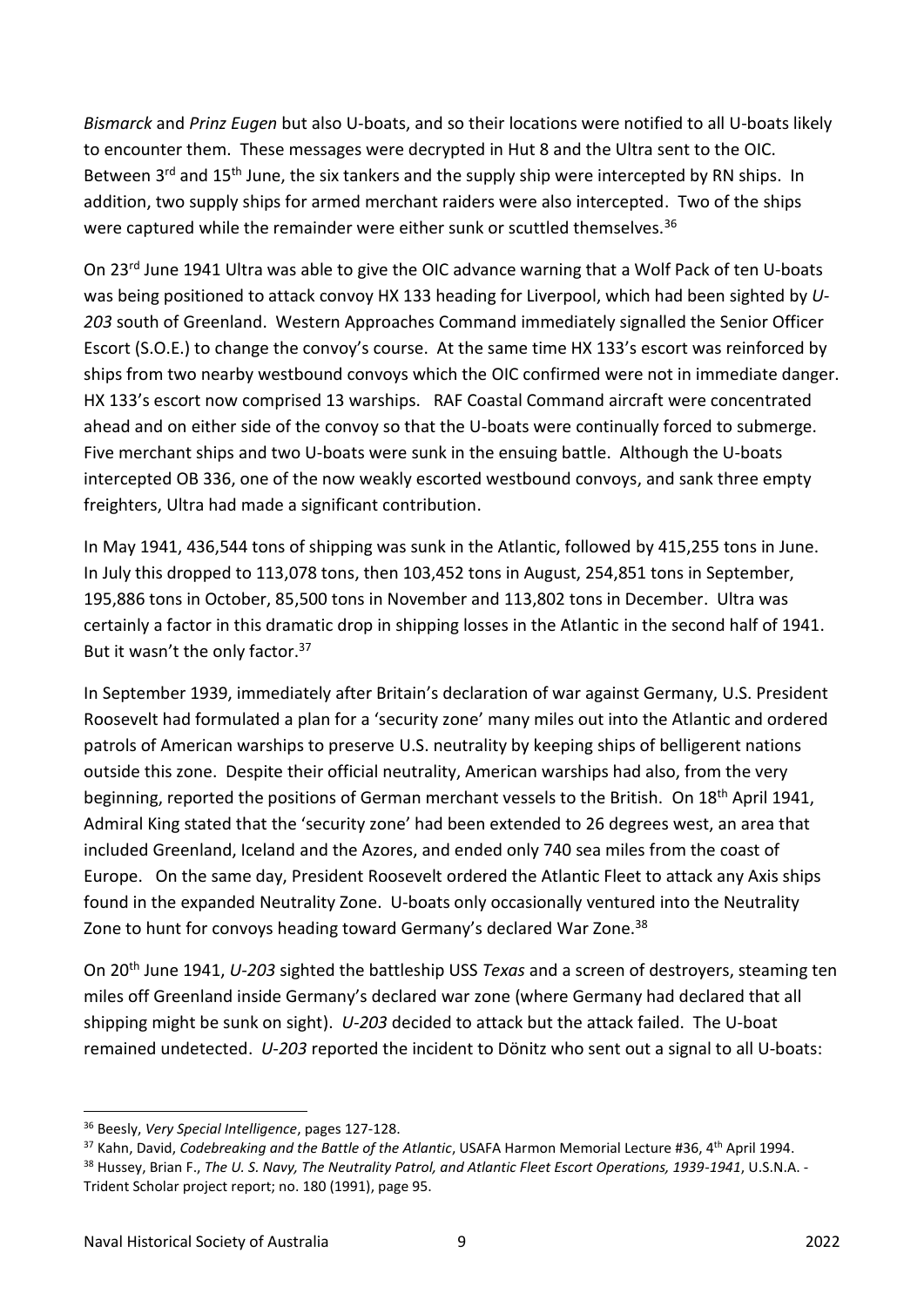*Bismarck* and *Prinz Eugen* but also U-boats, and so their locations were notified to all U-boats likely to encounter them. These messages were decrypted in Hut 8 and the Ultra sent to the OIC. Between 3rd and 15th June, the six tankers and the supply ship were intercepted by RN ships. In addition, two supply ships for armed merchant raiders were also intercepted. Two of the ships were captured while the remainder were either sunk or scuttled themselves.[36]

On 23rd June 1941 Ultra was able to give the OIC advance warning that a Wolf Pack of ten U-boats was being positioned to attack convoy HX 133 heading for Liverpool, which had been sighted by *U-203* south of Greenland. Western Approaches Command immediately signalled the Senior Officer Escort (S.O.E.) to change the convoy's course. At the same time HX 133's escort was reinforced by ships from two nearby westbound convoys which the OIC confirmed were not in immediate danger. HX 133's escort now comprised 13 warships. RAF Coastal Command aircraft were concentrated ahead and on either side of the convoy so that the U-boats were continually forced to submerge. Five merchant ships and two U-boats were sunk in the ensuing battle. Although the U-boats intercepted OB 336, one of the now weakly escorted westbound convoys, and sank three empty freighters, Ultra had made a significant contribution.

In May 1941, 436,544 tons of shipping was sunk in the Atlantic, followed by 415,255 tons in June. In July this dropped to 113,078 tons, then 103,452 tons in August, 254,851 tons in September, 195,886 tons in October, 85,500 tons in November and 113,802 tons in December. Ultra was certainly a factor in this dramatic drop in shipping losses in the Atlantic in the second half of 1941. But it wasn't the only factor.[37]

In September 1939, immediately after Britain's declaration of war against Germany, U.S. President Roosevelt had formulated a plan for a 'security zone' many miles out into the Atlantic and ordered patrols of American warships to preserve U.S. neutrality by keeping ships of belligerent nations outside this zone. Despite their official neutrality, American warships had also, from the very beginning, reported the positions of German merchant vessels to the British. On 18th April 1941, Admiral King stated that the 'security zone' had been extended to 26 degrees west, an area that included Greenland, Iceland and the Azores, and ended only 740 sea miles from the coast of Europe. On the same day, President Roosevelt ordered the Atlantic Fleet to attack any Axis ships found in the expanded Neutrality Zone. U-boats only occasionally ventured into the Neutrality Zone to hunt for convoys heading toward Germany's declared War Zone.[38]

On 20th June 1941, *U-203* sighted the battleship USS *Texas* and a screen of destroyers, steaming ten miles off Greenland inside Germany's declared war zone (where Germany had declared that all shipping might be sunk on sight). *U-203* decided to attack but the attack failed. The U-boat remained undetected. *U-203* reported the incident to Dönitz who sent out a signal to all U-boats:

---

[36] Beesly, *Very Special Intelligence*, pages 127-128.

[37] Kahn, David, *Codebreaking and the Battle of the Atlantic*, USAFA Harmon Memorial Lecture #36, 4th April 1994.

[38] Hussey, Brian F., *The U. S. Navy, The Neutrality Patrol, and Atlantic Fleet Escort Operations, 1939-1941*, U.S.N.A. - Trident Scholar project report; no. 180 (1991), page 95.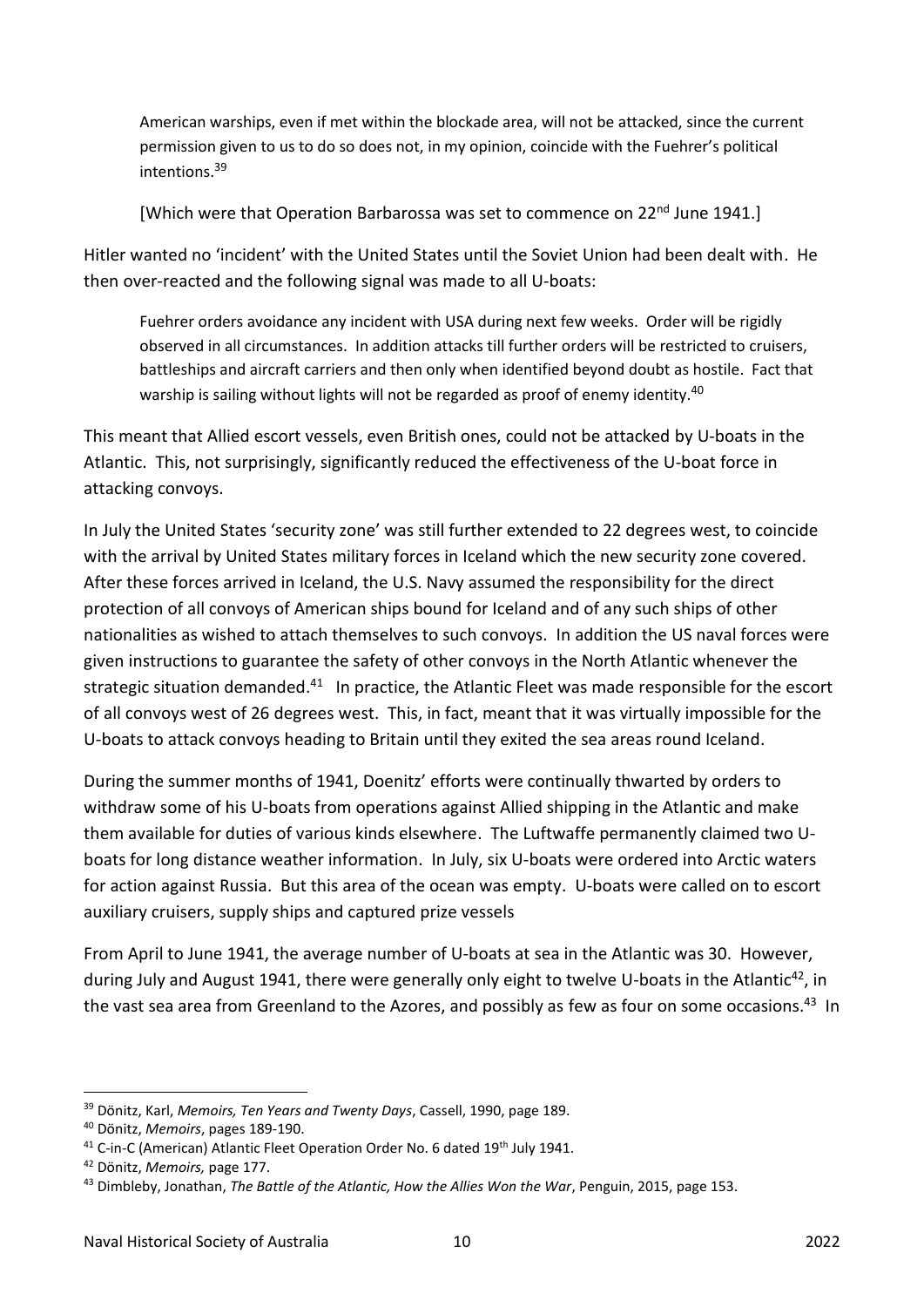> American warships, even if met within the blockade area, will not be attacked, since the current permission given to us to do so does not, in my opinion, coincide with the Fuehrer's political intentions.[39]
>
> [Which were that Operation Barbarossa was set to commence on 22nd June 1941.]

Hitler wanted no 'incident' with the United States until the Soviet Union had been dealt with. He then over-reacted and the following signal was made to all U-boats:

> Fuehrer orders avoidance any incident with USA during next few weeks. Order will be rigidly observed in all circumstances. In addition attacks till further orders will be restricted to cruisers, battleships and aircraft carriers and then only when identified beyond doubt as hostile. Fact that warship is sailing without lights will not be regarded as proof of enemy identity.[40]

This meant that Allied escort vessels, even British ones, could not be attacked by U-boats in the Atlantic. This, not surprisingly, significantly reduced the effectiveness of the U-boat force in attacking convoys.

In July the United States 'security zone' was still further extended to 22 degrees west, to coincide with the arrival by United States military forces in Iceland which the new security zone covered. After these forces arrived in Iceland, the U.S. Navy assumed the responsibility for the direct protection of all convoys of American ships bound for Iceland and of any such ships of other nationalities as wished to attach themselves to such convoys. In addition the US naval forces were given instructions to guarantee the safety of other convoys in the North Atlantic whenever the strategic situation demanded.[41] In practice, the Atlantic Fleet was made responsible for the escort of all convoys west of 26 degrees west. This, in fact, meant that it was virtually impossible for the U-boats to attack convoys heading to Britain until they exited the sea areas round Iceland.

During the summer months of 1941, Doenitz' efforts were continually thwarted by orders to withdraw some of his U-boats from operations against Allied shipping in the Atlantic and make them available for duties of various kinds elsewhere. The Luftwaffe permanently claimed two U-boats for long distance weather information. In July, six U-boats were ordered into Arctic waters for action against Russia. But this area of the ocean was empty. U-boats were called on to escort auxiliary cruisers, supply ships and captured prize vessels

From April to June 1941, the average number of U-boats at sea in the Atlantic was 30. However, during July and August 1941, there were generally only eight to twelve U-boats in the Atlantic[42], in the vast sea area from Greenland to the Azores, and possibly as few as four on some occasions.[43] In

---

[39] Dönitz, Karl, *Memoirs, Ten Years and Twenty Days*, Cassell, 1990, page 189.

[40] Dönitz, *Memoirs*, pages 189-190.

[41] C-in-C (American) Atlantic Fleet Operation Order No. 6 dated 19th July 1941.

[42] Dönitz, *Memoirs,* page 177.

[43] Dimbleby, Jonathan, *The Battle of the Atlantic, How the Allies Won the War*, Penguin, 2015, page 153.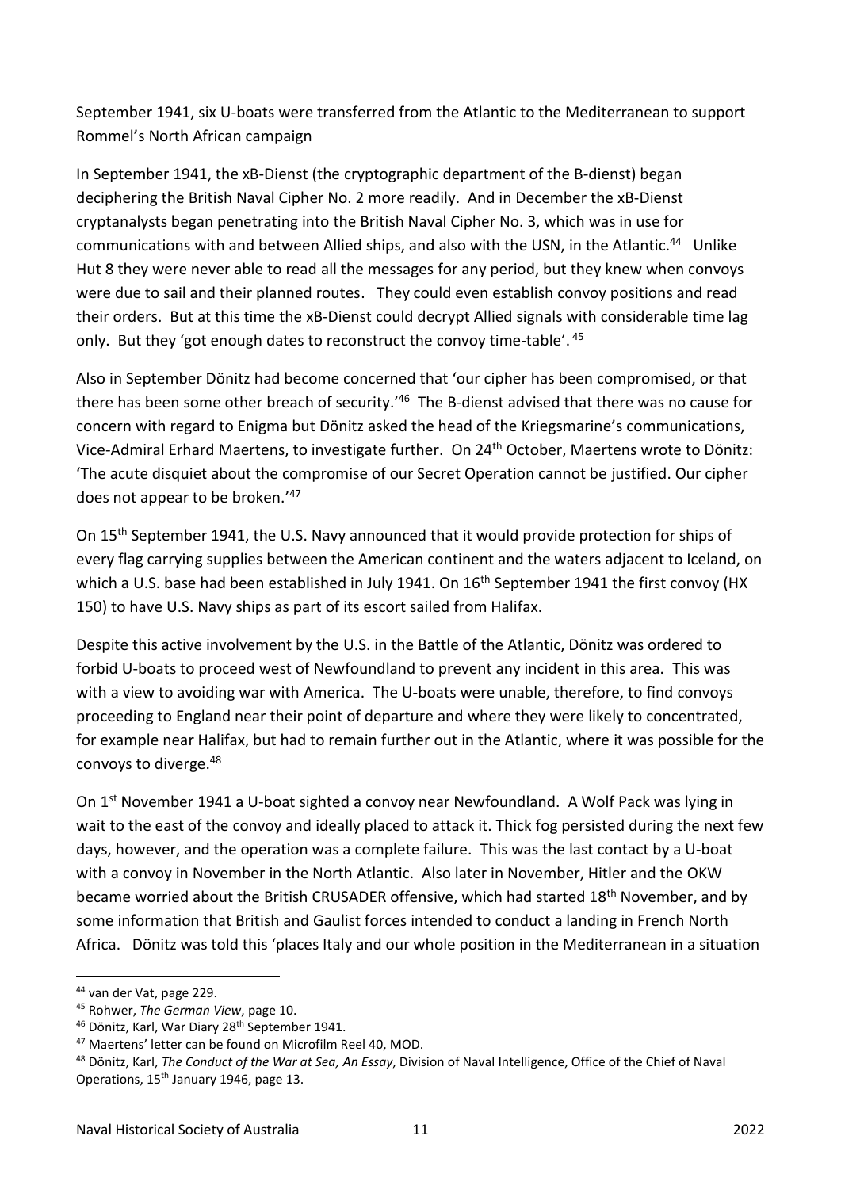September 1941, six U-boats were transferred from the Atlantic to the Mediterranean to support Rommel's North African campaign

In September 1941, the xB-Dienst (the cryptographic department of the B-dienst) began deciphering the British Naval Cipher No. 2 more readily. And in December the xB-Dienst cryptanalysts began penetrating into the British Naval Cipher No. 3, which was in use for communications with and between Allied ships, and also with the USN, in the Atlantic.[44] Unlike Hut 8 they were never able to read all the messages for any period, but they knew when convoys were due to sail and their planned routes. They could even establish convoy positions and read their orders. But at this time the xB-Dienst could decrypt Allied signals with considerable time lag only. But they 'got enough dates to reconstruct the convoy time-table'.[45]

Also in September Dönitz had become concerned that 'our cipher has been compromised, or that there has been some other breach of security.'[46] The B-dienst advised that there was no cause for concern with regard to Enigma but Dönitz asked the head of the Kriegsmarine's communications, Vice-Admiral Erhard Maertens, to investigate further. On 24th October, Maertens wrote to Dönitz: 'The acute disquiet about the compromise of our Secret Operation cannot be justified. Our cipher does not appear to be broken.'[47]

On 15th September 1941, the U.S. Navy announced that it would provide protection for ships of every flag carrying supplies between the American continent and the waters adjacent to Iceland, on which a U.S. base had been established in July 1941. On 16th September 1941 the first convoy (HX 150) to have U.S. Navy ships as part of its escort sailed from Halifax.

Despite this active involvement by the U.S. in the Battle of the Atlantic, Dönitz was ordered to forbid U-boats to proceed west of Newfoundland to prevent any incident in this area. This was with a view to avoiding war with America. The U-boats were unable, therefore, to find convoys proceeding to England near their point of departure and where they were likely to concentrated, for example near Halifax, but had to remain further out in the Atlantic, where it was possible for the convoys to diverge.[48]

On 1st November 1941 a U-boat sighted a convoy near Newfoundland. A Wolf Pack was lying in wait to the east of the convoy and ideally placed to attack it. Thick fog persisted during the next few days, however, and the operation was a complete failure. This was the last contact by a U-boat with a convoy in November in the North Atlantic. Also later in November, Hitler and the OKW became worried about the British CRUSADER offensive, which had started 18th November, and by some information that British and Gaulist forces intended to conduct a landing in French North Africa. Dönitz was told this 'places Italy and our whole position in the Mediterranean in a situation

---

[44] van der Vat, page 229.

[45] Rohwer, *The German View*, page 10.

[46] Dönitz, Karl, War Diary 28th September 1941.

[47] Maertens' letter can be found on Microfilm Reel 40, MOD.

[48] Dönitz, Karl, *The Conduct of the War at Sea, An Essay*, Division of Naval Intelligence, Office of the Chief of Naval Operations, 15th January 1946, page 13.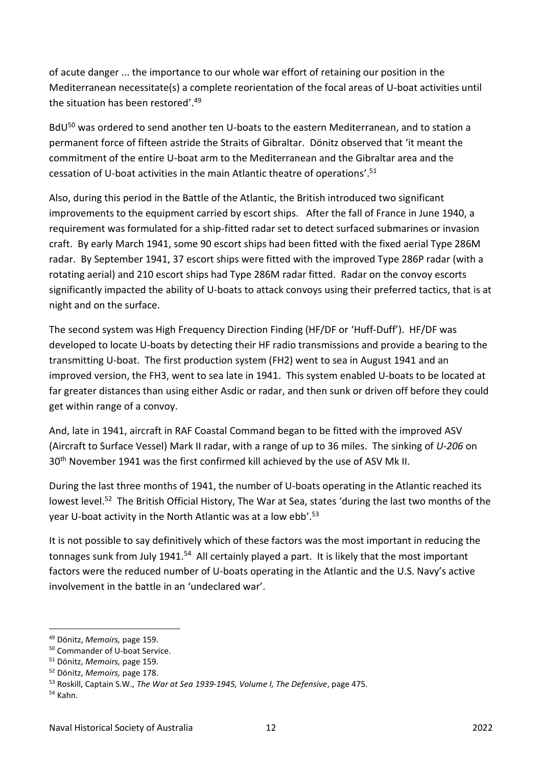of acute danger ... the importance to our whole war effort of retaining our position in the Mediterranean necessitate(s) a complete reorientation of the focal areas of U-boat activities until the situation has been restored'.[49]

BdU[50] was ordered to send another ten U-boats to the eastern Mediterranean, and to station a permanent force of fifteen astride the Straits of Gibraltar. Dönitz observed that 'it meant the commitment of the entire U-boat arm to the Mediterranean and the Gibraltar area and the cessation of U-boat activities in the main Atlantic theatre of operations'.[51]

Also, during this period in the Battle of the Atlantic, the British introduced two significant improvements to the equipment carried by escort ships. After the fall of France in June 1940, a requirement was formulated for a ship-fitted radar set to detect surfaced submarines or invasion craft. By early March 1941, some 90 escort ships had been fitted with the fixed aerial Type 286M radar. By September 1941, 37 escort ships were fitted with the improved Type 286P radar (with a rotating aerial) and 210 escort ships had Type 286M radar fitted. Radar on the convoy escorts significantly impacted the ability of U-boats to attack convoys using their preferred tactics, that is at night and on the surface.

The second system was High Frequency Direction Finding (HF/DF or 'Huff-Duff'). HF/DF was developed to locate U-boats by detecting their HF radio transmissions and provide a bearing to the transmitting U-boat. The first production system (FH2) went to sea in August 1941 and an improved version, the FH3, went to sea late in 1941. This system enabled U-boats to be located at far greater distances than using either Asdic or radar, and then sunk or driven off before they could get within range of a convoy.

And, late in 1941, aircraft in RAF Coastal Command began to be fitted with the improved ASV (Aircraft to Surface Vessel) Mark II radar, with a range of up to 36 miles. The sinking of *U-206* on 30th November 1941 was the first confirmed kill achieved by the use of ASV Mk II.

During the last three months of 1941, the number of U-boats operating in the Atlantic reached its lowest level.[52] The British Official History, The War at Sea, states 'during the last two months of the year U-boat activity in the North Atlantic was at a low ebb'.[53]

It is not possible to say definitively which of these factors was the most important in reducing the tonnages sunk from July 1941.[54] All certainly played a part. It is likely that the most important factors were the reduced number of U-boats operating in the Atlantic and the U.S. Navy's active involvement in the battle in an 'undeclared war'.

---

[49] Dönitz, *Memoirs,* page 159.

[50] Commander of U-boat Service.

[51] Dönitz, *Memoirs,* page 159.

[52] Dönitz, *Memoirs,* page 178.

[53] Roskill, Captain S.W., *The War at Sea 1939-1945, Volume I, The Defensive*, page 475.

[54] Kahn.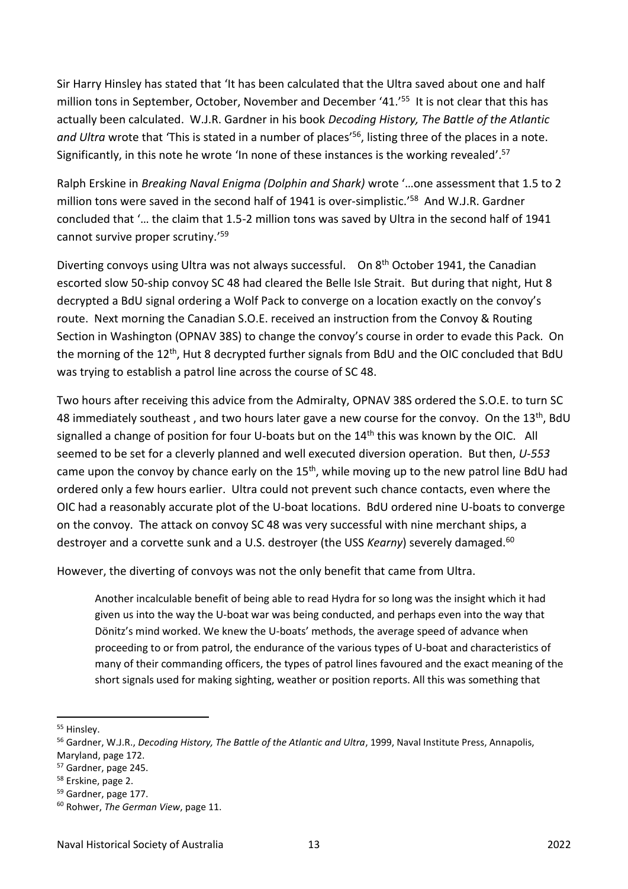Sir Harry Hinsley has stated that 'It has been calculated that the Ultra saved about one and half million tons in September, October, November and December '41.'[55] It is not clear that this has actually been calculated. W.J.R. Gardner in his book *Decoding History, The Battle of the Atlantic and Ultra* wrote that 'This is stated in a number of places'[56], listing three of the places in a note. Significantly, in this note he wrote 'In none of these instances is the working revealed'.[57]

Ralph Erskine in *Breaking Naval Enigma (Dolphin and Shark)* wrote '…one assessment that 1.5 to 2 million tons were saved in the second half of 1941 is over-simplistic.'[58] And W.J.R. Gardner concluded that '… the claim that 1.5-2 million tons was saved by Ultra in the second half of 1941 cannot survive proper scrutiny.'[59]

Diverting convoys using Ultra was not always successful. On 8th October 1941, the Canadian escorted slow 50-ship convoy SC 48 had cleared the Belle Isle Strait. But during that night, Hut 8 decrypted a BdU signal ordering a Wolf Pack to converge on a location exactly on the convoy's route. Next morning the Canadian S.O.E. received an instruction from the Convoy & Routing Section in Washington (OPNAV 38S) to change the convoy's course in order to evade this Pack. On the morning of the 12th, Hut 8 decrypted further signals from BdU and the OIC concluded that BdU was trying to establish a patrol line across the course of SC 48.

Two hours after receiving this advice from the Admiralty, OPNAV 38S ordered the S.O.E. to turn SC 48 immediately southeast , and two hours later gave a new course for the convoy. On the 13th, BdU signalled a change of position for four U-boats but on the 14th this was known by the OIC. All seemed to be set for a cleverly planned and well executed diversion operation. But then, *U-553* came upon the convoy by chance early on the 15th, while moving up to the new patrol line BdU had ordered only a few hours earlier. Ultra could not prevent such chance contacts, even where the OIC had a reasonably accurate plot of the U-boat locations. BdU ordered nine U-boats to converge on the convoy. The attack on convoy SC 48 was very successful with nine merchant ships, a destroyer and a corvette sunk and a U.S. destroyer (the USS *Kearny*) severely damaged.[60]

However, the diverting of convoys was not the only benefit that came from Ultra.

> Another incalculable benefit of being able to read Hydra for so long was the insight which it had given us into the way the U-boat war was being conducted, and perhaps even into the way that Dönitz's mind worked. We knew the U-boats' methods, the average speed of advance when proceeding to or from patrol, the endurance of the various types of U-boat and characteristics of many of their commanding officers, the types of patrol lines favoured and the exact meaning of the short signals used for making sighting, weather or position reports. All this was something that

---

[55] Hinsley.

[56] Gardner, W.J.R., *Decoding History, The Battle of the Atlantic and Ultra*, 1999, Naval Institute Press, Annapolis, Maryland, page 172.

[57] Gardner, page 245.

[58] Erskine, page 2.

[59] Gardner, page 177.

[60] Rohwer, *The German View*, page 11.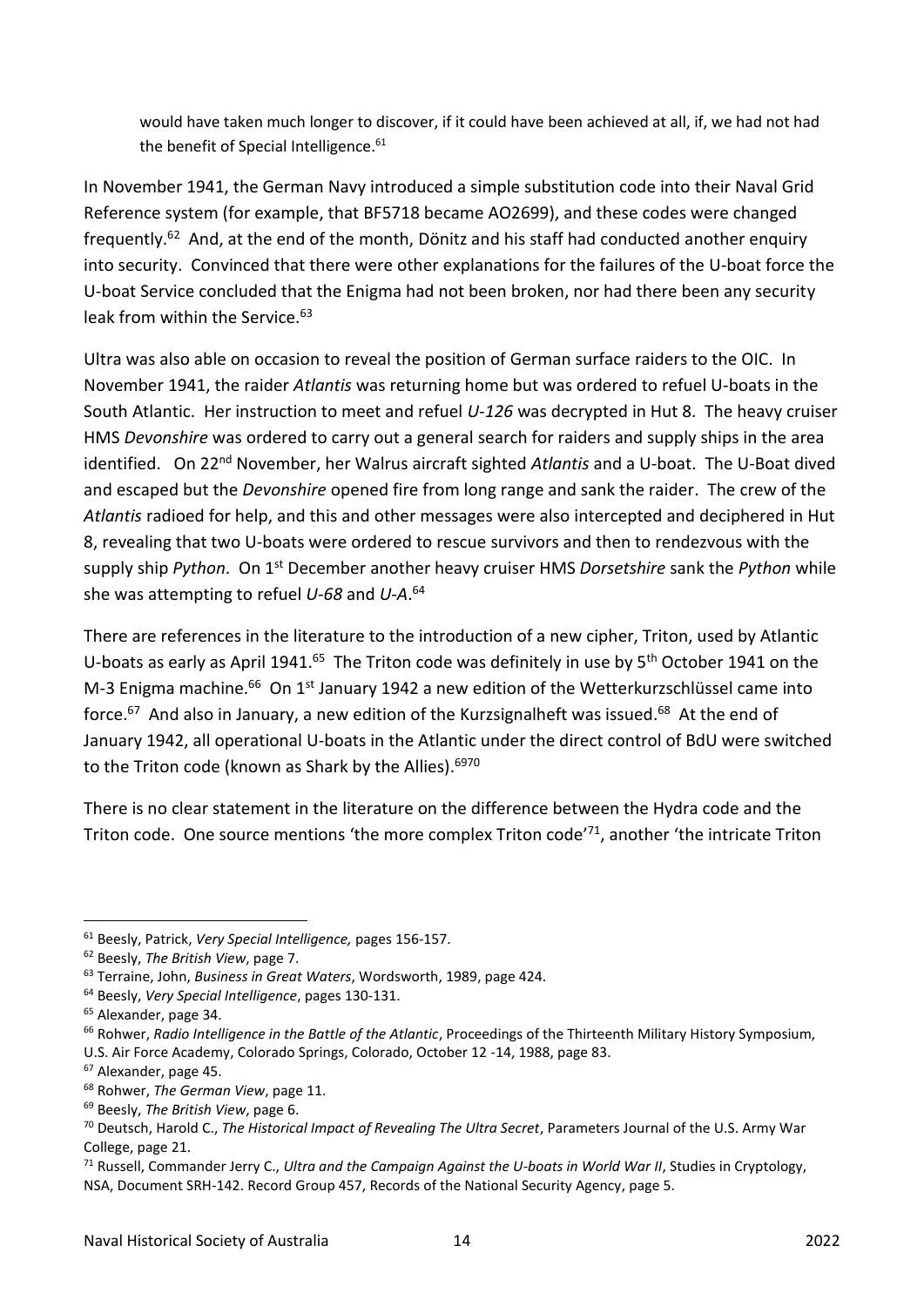would have taken much longer to discover, if it could have been achieved at all, if, we had not had the benefit of Special Intelligence.[61]

In November 1941, the German Navy introduced a simple substitution code into their Naval Grid Reference system (for example, that BF5718 became AO2699), and these codes were changed frequently.[62] And, at the end of the month, Dönitz and his staff had conducted another enquiry into security. Convinced that there were other explanations for the failures of the U-boat force the U-boat Service concluded that the Enigma had not been broken, nor had there been any security leak from within the Service.[63]

Ultra was also able on occasion to reveal the position of German surface raiders to the OIC. In November 1941, the raider *Atlantis* was returning home but was ordered to refuel U-boats in the South Atlantic. Her instruction to meet and refuel *U-126* was decrypted in Hut 8. The heavy cruiser HMS *Devonshire* was ordered to carry out a general search for raiders and supply ships in the area identified. On 22nd November, her Walrus aircraft sighted *Atlantis* and a U-boat. The U-Boat dived and escaped but the *Devonshire* opened fire from long range and sank the raider. The crew of the *Atlantis* radioed for help, and this and other messages were also intercepted and deciphered in Hut 8, revealing that two U-boats were ordered to rescue survivors and then to rendezvous with the supply ship *Python*. On 1st December another heavy cruiser HMS *Dorsetshire* sank the *Python* while she was attempting to refuel *U-68* and *U-A*.[64]

There are references in the literature to the introduction of a new cipher, Triton, used by Atlantic U-boats as early as April 1941.[65] The Triton code was definitely in use by 5th October 1941 on the M-3 Enigma machine.[66] On 1st January 1942 a new edition of the Wetterkurzschlüssel came into force.[67] And also in January, a new edition of the Kurzsignalheft was issued.[68] At the end of January 1942, all operational U-boats in the Atlantic under the direct control of BdU were switched to the Triton code (known as Shark by the Allies).[69][70]

There is no clear statement in the literature on the difference between the Hydra code and the Triton code. One source mentions 'the more complex Triton code'[71], another 'the intricate Triton

---

[61] Beesly, Patrick, *Very Special Intelligence,* pages 156-157.

[62] Beesly, *The British View*, page 7.

[63] Terraine, John, *Business in Great Waters*, Wordsworth, 1989, page 424.

[64] Beesly, *Very Special Intelligence*, pages 130-131.

[65] Alexander, page 34.

[66] Rohwer, *Radio Intelligence in the Battle of the Atlantic*, Proceedings of the Thirteenth Military History Symposium, U.S. Air Force Academy, Colorado Springs, Colorado, October 12 -14, 1988, page 83.

[67] Alexander, page 45.

[68] Rohwer, *The German View*, page 11.

[69] Beesly, *The British View*, page 6.

[70] Deutsch, Harold C., *The Historical Impact of Revealing The Ultra Secret*, Parameters Journal of the U.S. Army War College, page 21.

[71] Russell, Commander Jerry C., *Ultra and the Campaign Against the U-boats in World War II*, Studies in Cryptology, NSA, Document SRH-142. Record Group 457, Records of the National Security Agency, page 5.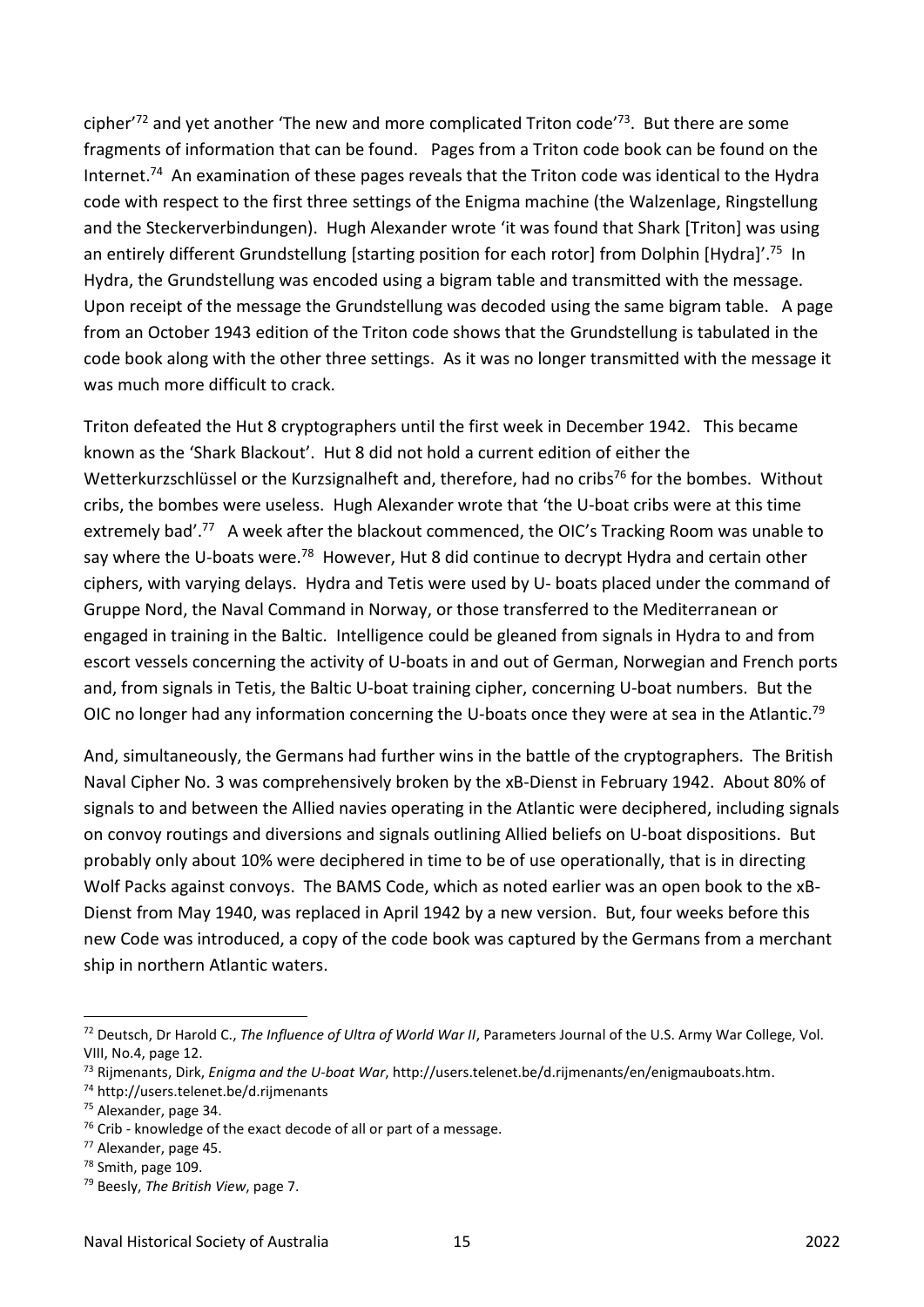cipher'[72] and yet another 'The new and more complicated Triton code'[73]. But there are some fragments of information that can be found. Pages from a Triton code book can be found on the Internet.[74] An examination of these pages reveals that the Triton code was identical to the Hydra code with respect to the first three settings of the Enigma machine (the Walzenlage, Ringstellung and the Steckerverbindungen). Hugh Alexander wrote 'it was found that Shark [Triton] was using an entirely different Grundstellung [starting position for each rotor] from Dolphin [Hydra]'.[75] In Hydra, the Grundstellung was encoded using a bigram table and transmitted with the message. Upon receipt of the message the Grundstellung was decoded using the same bigram table. A page from an October 1943 edition of the Triton code shows that the Grundstellung is tabulated in the code book along with the other three settings. As it was no longer transmitted with the message it was much more difficult to crack.

Triton defeated the Hut 8 cryptographers until the first week in December 1942. This became known as the 'Shark Blackout'. Hut 8 did not hold a current edition of either the Wetterkurzschlüssel or the Kurzsignalheft and, therefore, had no cribs[76] for the bombes. Without cribs, the bombes were useless. Hugh Alexander wrote that 'the U-boat cribs were at this time extremely bad'.[77] A week after the blackout commenced, the OIC's Tracking Room was unable to say where the U-boats were.[78] However, Hut 8 did continue to decrypt Hydra and certain other ciphers, with varying delays. Hydra and Tetis were used by U- boats placed under the command of Gruppe Nord, the Naval Command in Norway, or those transferred to the Mediterranean or engaged in training in the Baltic. Intelligence could be gleaned from signals in Hydra to and from escort vessels concerning the activity of U-boats in and out of German, Norwegian and French ports and, from signals in Tetis, the Baltic U-boat training cipher, concerning U-boat numbers. But the OIC no longer had any information concerning the U-boats once they were at sea in the Atlantic.[79]

And, simultaneously, the Germans had further wins in the battle of the cryptographers. The British Naval Cipher No. 3 was comprehensively broken by the xB-Dienst in February 1942. About 80% of signals to and between the Allied navies operating in the Atlantic were deciphered, including signals on convoy routings and diversions and signals outlining Allied beliefs on U-boat dispositions. But probably only about 10% were deciphered in time to be of use operationally, that is in directing Wolf Packs against convoys. The BAMS Code, which as noted earlier was an open book to the xB-Dienst from May 1940, was replaced in April 1942 by a new version. But, four weeks before this new Code was introduced, a copy of the code book was captured by the Germans from a merchant ship in northern Atlantic waters.

---

[72] Deutsch, Dr Harold C., *The Influence of Ultra of World War II*, Parameters Journal of the U.S. Army War College, Vol. VIII, No.4, page 12.

[73] Rijmenants, Dirk, *Enigma and the U-boat War*, http://users.telenet.be/d.rijmenants/en/enigmauboats.htm.

[74] http://users.telenet.be/d.rijmenants

[75] Alexander, page 34.

[76] Crib - knowledge of the exact decode of all or part of a message.

[77] Alexander, page 45.

[78] Smith, page 109.

[79] Beesly, *The British View*, page 7.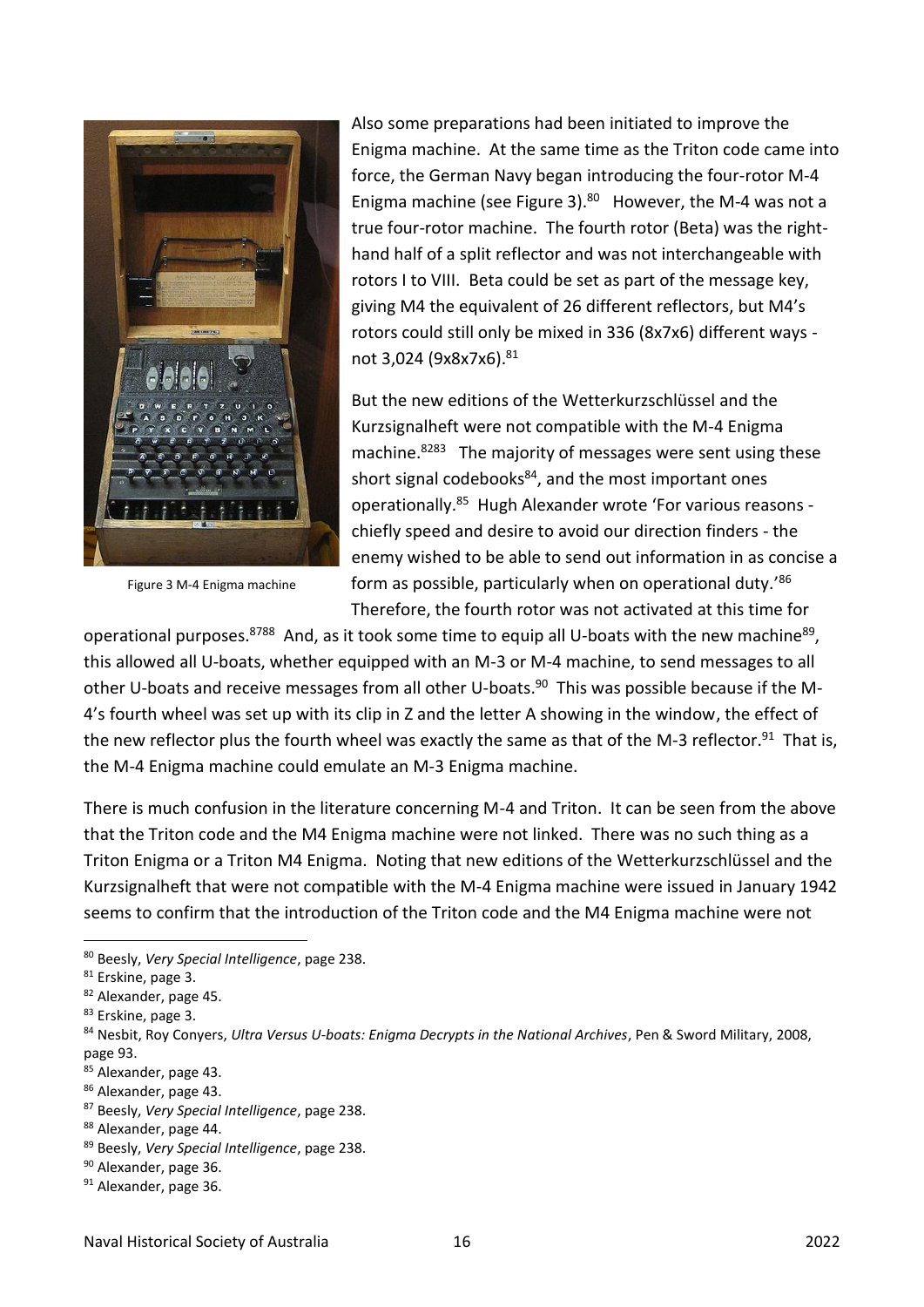Also some preparations had been initiated to improve the Enigma machine. At the same time as the Triton code came into force, the German Navy began introducing the four-rotor M-4 Enigma machine (see Figure 3).[80] However, the M-4 was not a true four-rotor machine. The fourth rotor (Beta) was the right-hand half of a split reflector and was not interchangeable with rotors I to VIII. Beta could be set as part of the message key, giving M4 the equivalent of 26 different reflectors, but M4's rotors could still only be mixed in 336 (8x7x6) different ways - not 3,024 (9x8x7x6).[81]

Figure 3 M-4 Enigma machine

But the new editions of the Wetterkurzschlüssel and the Kurzsignalheft were not compatible with the M-4 Enigma machine.[82][83] The majority of messages were sent using these short signal codebooks[84], and the most important ones operationally.[85] Hugh Alexander wrote 'For various reasons - chiefly speed and desire to avoid our direction finders - the enemy wished to be able to send out information in as concise a form as possible, particularly when on operational duty.'[86] Therefore, the fourth rotor was not activated at this time for operational purposes.[87][88] And, as it took some time to equip all U-boats with the new machine[89], this allowed all U-boats, whether equipped with an M-3 or M-4 machine, to send messages to all other U-boats and receive messages from all other U-boats.[90] This was possible because if the M-4's fourth wheel was set up with its clip in Z and the letter A showing in the window, the effect of the new reflector plus the fourth wheel was exactly the same as that of the M-3 reflector.[91] That is, the M-4 Enigma machine could emulate an M-3 Enigma machine.

There is much confusion in the literature concerning M-4 and Triton. It can be seen from the above that the Triton code and the M4 Enigma machine were not linked. There was no such thing as a Triton Enigma or a Triton M4 Enigma. Noting that new editions of the Wetterkurzschlüssel and the Kurzsignalheft that were not compatible with the M-4 Enigma machine were issued in January 1942 seems to confirm that the introduction of the Triton code and the M4 Enigma machine were not

---

[80] Beesly, *Very Special Intelligence*, page 238.

[81] Erskine, page 3.

[82] Alexander, page 45.

[83] Erskine, page 3.

[84] Nesbit, Roy Conyers, *Ultra Versus U-boats: Enigma Decrypts in the National Archives*, Pen & Sword Military, 2008, page 93.

[85] Alexander, page 43.

[86] Alexander, page 43.

[87] Beesly, *Very Special Intelligence*, page 238.

[88] Alexander, page 44.

[89] Beesly, *Very Special Intelligence*, page 238.

[90] Alexander, page 36.

[91] Alexander, page 36.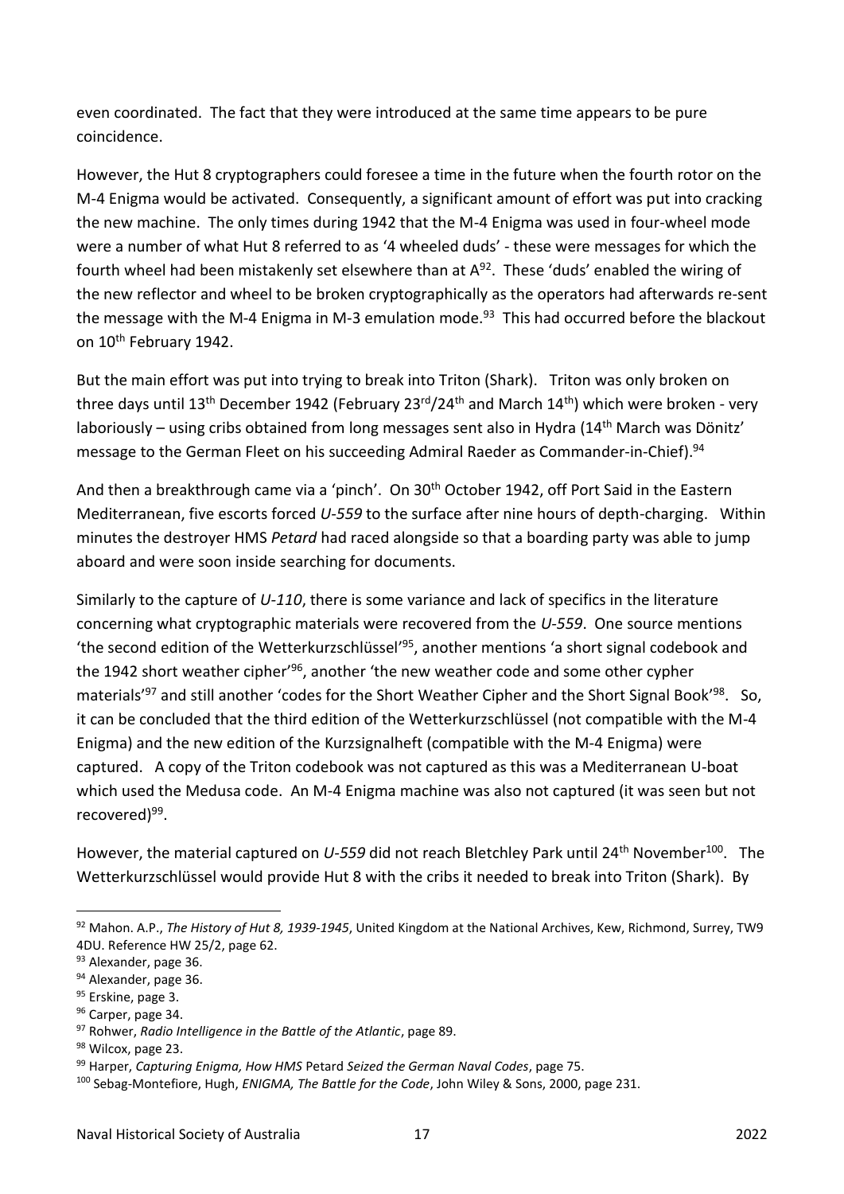even coordinated. The fact that they were introduced at the same time appears to be pure coincidence.

However, the Hut 8 cryptographers could foresee a time in the future when the fourth rotor on the M-4 Enigma would be activated. Consequently, a significant amount of effort was put into cracking the new machine. The only times during 1942 that the M-4 Enigma was used in four-wheel mode were a number of what Hut 8 referred to as '4 wheeled duds' - these were messages for which the fourth wheel had been mistakenly set elsewhere than at A[92]. These 'duds' enabled the wiring of the new reflector and wheel to be broken cryptographically as the operators had afterwards re-sent the message with the M-4 Enigma in M-3 emulation mode.[93] This had occurred before the blackout on 10th February 1942.

But the main effort was put into trying to break into Triton (Shark). Triton was only broken on three days until 13th December 1942 (February 23rd/24th and March 14th) which were broken - very laboriously – using cribs obtained from long messages sent also in Hydra (14th March was Dönitz' message to the German Fleet on his succeeding Admiral Raeder as Commander-in-Chief).[94]

And then a breakthrough came via a 'pinch'. On 30th October 1942, off Port Said in the Eastern Mediterranean, five escorts forced *U-559* to the surface after nine hours of depth-charging. Within minutes the destroyer HMS *Petard* had raced alongside so that a boarding party was able to jump aboard and were soon inside searching for documents.

Similarly to the capture of *U-110*, there is some variance and lack of specifics in the literature concerning what cryptographic materials were recovered from the *U-559*. One source mentions 'the second edition of the Wetterkurzschlüssel'[95], another mentions 'a short signal codebook and the 1942 short weather cipher'[96], another 'the new weather code and some other cypher materials'[97] and still another 'codes for the Short Weather Cipher and the Short Signal Book'[98]. So, it can be concluded that the third edition of the Wetterkurzschlüssel (not compatible with the M-4 Enigma) and the new edition of the Kurzsignalheft (compatible with the M-4 Enigma) were captured. A copy of the Triton codebook was not captured as this was a Mediterranean U-boat which used the Medusa code. An M-4 Enigma machine was also not captured (it was seen but not recovered)[99].

However, the material captured on *U-559* did not reach Bletchley Park until 24th November[100]. The Wetterkurzschlüssel would provide Hut 8 with the cribs it needed to break into Triton (Shark). By

---

[92] Mahon. A.P., *The History of Hut 8, 1939-1945*, United Kingdom at the National Archives, Kew, Richmond, Surrey, TW9 4DU. Reference HW 25/2, page 62.

[93] Alexander, page 36.

[94] Alexander, page 36.

[95] Erskine, page 3.

[96] Carper, page 34.

[97] Rohwer, *Radio Intelligence in the Battle of the Atlantic*, page 89.

[98] Wilcox, page 23.

[99] Harper, *Capturing Enigma, How HMS* Petard *Seized the German Naval Codes*, page 75.

[100] Sebag-Montefiore, Hugh, *ENIGMA, The Battle for the Code*, John Wiley & Sons, 2000, page 231.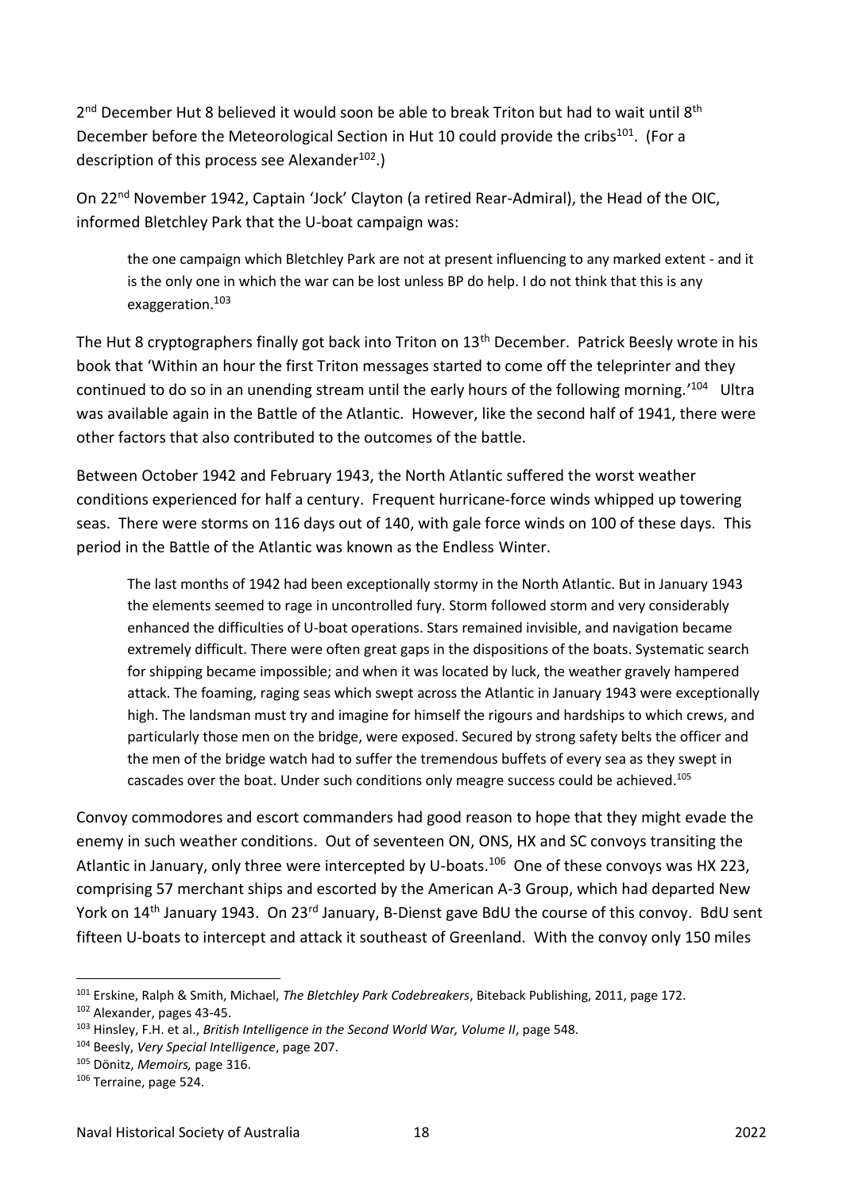2nd December Hut 8 believed it would soon be able to break Triton but had to wait until 8th December before the Meteorological Section in Hut 10 could provide the cribs[101]. (For a description of this process see Alexander[102].)

On 22nd November 1942, Captain 'Jock' Clayton (a retired Rear-Admiral), the Head of the OIC, informed Bletchley Park that the U-boat campaign was:

> the one campaign which Bletchley Park are not at present influencing to any marked extent - and it is the only one in which the war can be lost unless BP do help. I do not think that this is any exaggeration.[103]

The Hut 8 cryptographers finally got back into Triton on 13th December. Patrick Beesly wrote in his book that 'Within an hour the first Triton messages started to come off the teleprinter and they continued to do so in an unending stream until the early hours of the following morning.'[104] Ultra was available again in the Battle of the Atlantic. However, like the second half of 1941, there were other factors that also contributed to the outcomes of the battle.

Between October 1942 and February 1943, the North Atlantic suffered the worst weather conditions experienced for half a century. Frequent hurricane-force winds whipped up towering seas. There were storms on 116 days out of 140, with gale force winds on 100 of these days. This period in the Battle of the Atlantic was known as the Endless Winter.

> The last months of 1942 had been exceptionally stormy in the North Atlantic. But in January 1943 the elements seemed to rage in uncontrolled fury. Storm followed storm and very considerably enhanced the difficulties of U-boat operations. Stars remained invisible, and navigation became extremely difficult. There were often great gaps in the dispositions of the boats. Systematic search for shipping became impossible; and when it was located by luck, the weather gravely hampered attack. The foaming, raging seas which swept across the Atlantic in January 1943 were exceptionally high. The landsman must try and imagine for himself the rigours and hardships to which crews, and particularly those men on the bridge, were exposed. Secured by strong safety belts the officer and the men of the bridge watch had to suffer the tremendous buffets of every sea as they swept in cascades over the boat. Under such conditions only meagre success could be achieved.[105]

Convoy commodores and escort commanders had good reason to hope that they might evade the enemy in such weather conditions. Out of seventeen ON, ONS, HX and SC convoys transiting the Atlantic in January, only three were intercepted by U-boats.[106] One of these convoys was HX 223, comprising 57 merchant ships and escorted by the American A-3 Group, which had departed New York on 14th January 1943. On 23rd January, B-Dienst gave BdU the course of this convoy. BdU sent fifteen U-boats to intercept and attack it southeast of Greenland. With the convoy only 150 miles

---

[101] Erskine, Ralph & Smith, Michael, *The Bletchley Park Codebreakers*, Biteback Publishing, 2011, page 172.

[102] Alexander, pages 43-45.

[103] Hinsley, F.H. et al., *British Intelligence in the Second World War, Volume II*, page 548.

[104] Beesly, *Very Special Intelligence*, page 207.

[105] Dönitz, *Memoirs,* page 316.

[106] Terraine, page 524.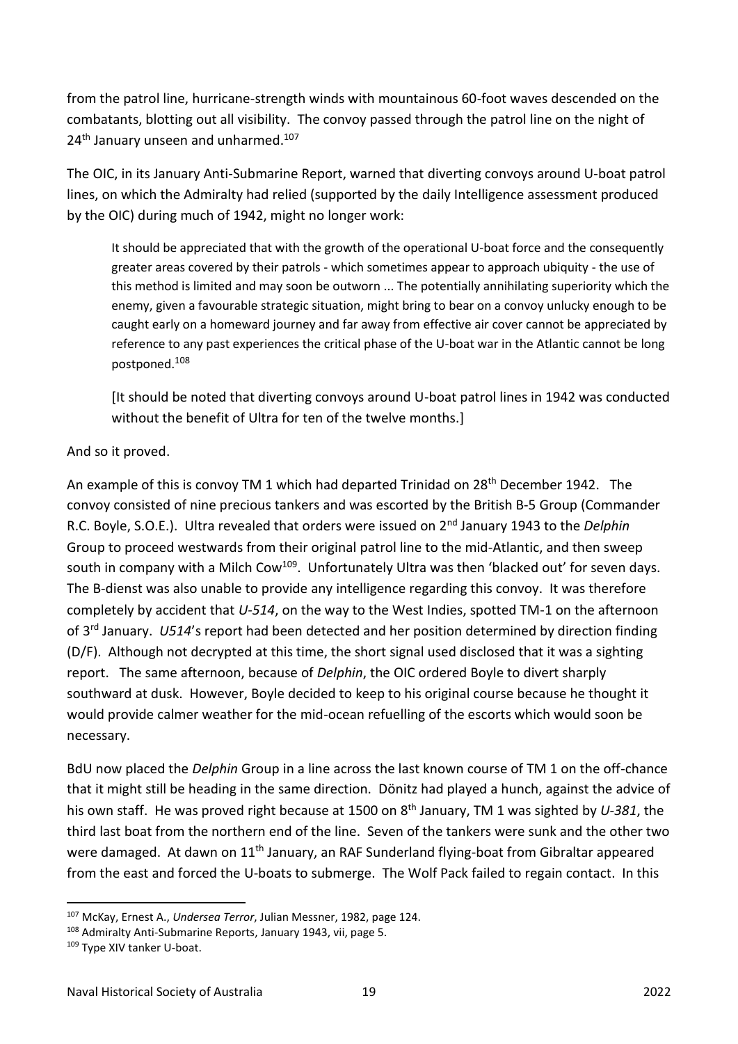from the patrol line, hurricane-strength winds with mountainous 60-foot waves descended on the combatants, blotting out all visibility. The convoy passed through the patrol line on the night of 24th January unseen and unharmed.[107]

The OIC, in its January Anti-Submarine Report, warned that diverting convoys around U-boat patrol lines, on which the Admiralty had relied (supported by the daily Intelligence assessment produced by the OIC) during much of 1942, might no longer work:

> It should be appreciated that with the growth of the operational U-boat force and the consequently greater areas covered by their patrols - which sometimes appear to approach ubiquity - the use of this method is limited and may soon be outworn ... The potentially annihilating superiority which the enemy, given a favourable strategic situation, might bring to bear on a convoy unlucky enough to be caught early on a homeward journey and far away from effective air cover cannot be appreciated by reference to any past experiences the critical phase of the U-boat war in the Atlantic cannot be long postponed.[108]
>
> [It should be noted that diverting convoys around U-boat patrol lines in 1942 was conducted without the benefit of Ultra for ten of the twelve months.]

And so it proved.

An example of this is convoy TM 1 which had departed Trinidad on 28th December 1942. The convoy consisted of nine precious tankers and was escorted by the British B-5 Group (Commander R.C. Boyle, S.O.E.). Ultra revealed that orders were issued on 2nd January 1943 to the *Delphin* Group to proceed westwards from their original patrol line to the mid-Atlantic, and then sweep south in company with a Milch Cow[109]. Unfortunately Ultra was then 'blacked out' for seven days. The B-dienst was also unable to provide any intelligence regarding this convoy. It was therefore completely by accident that *U-514*, on the way to the West Indies, spotted TM-1 on the afternoon of 3rd January. *U514*'s report had been detected and her position determined by direction finding (D/F). Although not decrypted at this time, the short signal used disclosed that it was a sighting report. The same afternoon, because of *Delphin*, the OIC ordered Boyle to divert sharply southward at dusk. However, Boyle decided to keep to his original course because he thought it would provide calmer weather for the mid-ocean refuelling of the escorts which would soon be necessary.

BdU now placed the *Delphin* Group in a line across the last known course of TM 1 on the off-chance that it might still be heading in the same direction. Dönitz had played a hunch, against the advice of his own staff. He was proved right because at 1500 on 8th January, TM 1 was sighted by *U-381*, the third last boat from the northern end of the line. Seven of the tankers were sunk and the other two were damaged. At dawn on 11th January, an RAF Sunderland flying-boat from Gibraltar appeared from the east and forced the U-boats to submerge. The Wolf Pack failed to regain contact. In this

---

[107] McKay, Ernest A., *Undersea Terror*, Julian Messner, 1982, page 124.

[108] Admiralty Anti-Submarine Reports, January 1943, vii, page 5.

[109] Type XIV tanker U-boat.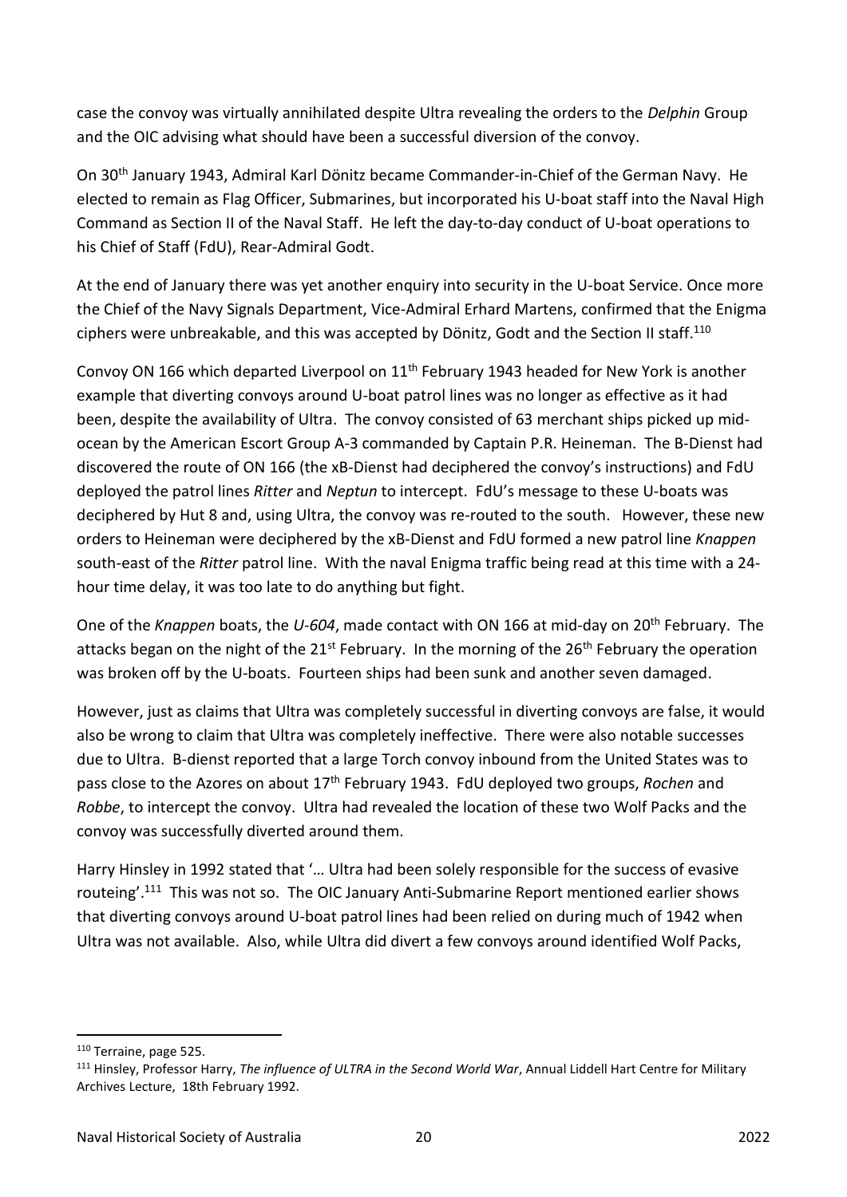case the convoy was virtually annihilated despite Ultra revealing the orders to the *Delphin* Group and the OIC advising what should have been a successful diversion of the convoy.

On 30th January 1943, Admiral Karl Dönitz became Commander-in-Chief of the German Navy. He elected to remain as Flag Officer, Submarines, but incorporated his U-boat staff into the Naval High Command as Section II of the Naval Staff. He left the day-to-day conduct of U-boat operations to his Chief of Staff (FdU), Rear-Admiral Godt.

At the end of January there was yet another enquiry into security in the U-boat Service. Once more the Chief of the Navy Signals Department, Vice-Admiral Erhard Martens, confirmed that the Enigma ciphers were unbreakable, and this was accepted by Dönitz, Godt and the Section II staff.[110]

Convoy ON 166 which departed Liverpool on 11th February 1943 headed for New York is another example that diverting convoys around U-boat patrol lines was no longer as effective as it had been, despite the availability of Ultra. The convoy consisted of 63 merchant ships picked up mid-ocean by the American Escort Group A-3 commanded by Captain P.R. Heineman. The B-Dienst had discovered the route of ON 166 (the xB-Dienst had deciphered the convoy's instructions) and FdU deployed the patrol lines *Ritter* and *Neptun* to intercept. FdU's message to these U-boats was deciphered by Hut 8 and, using Ultra, the convoy was re-routed to the south. However, these new orders to Heineman were deciphered by the xB-Dienst and FdU formed a new patrol line *Knappen* south-east of the *Ritter* patrol line. With the naval Enigma traffic being read at this time with a 24-hour time delay, it was too late to do anything but fight.

One of the *Knappen* boats, the *U-604*, made contact with ON 166 at mid-day on 20th February. The attacks began on the night of the 21st February. In the morning of the 26th February the operation was broken off by the U-boats. Fourteen ships had been sunk and another seven damaged.

However, just as claims that Ultra was completely successful in diverting convoys are false, it would also be wrong to claim that Ultra was completely ineffective. There were also notable successes due to Ultra. B-dienst reported that a large Torch convoy inbound from the United States was to pass close to the Azores on about 17th February 1943. FdU deployed two groups, *Rochen* and *Robbe*, to intercept the convoy. Ultra had revealed the location of these two Wolf Packs and the convoy was successfully diverted around them.

Harry Hinsley in 1992 stated that '… Ultra had been solely responsible for the success of evasive routeing'.[111] This was not so. The OIC January Anti-Submarine Report mentioned earlier shows that diverting convoys around U-boat patrol lines had been relied on during much of 1942 when Ultra was not available. Also, while Ultra did divert a few convoys around identified Wolf Packs,

---

[110] Terraine, page 525.

[111] Hinsley, Professor Harry, *The influence of ULTRA in the Second World War*, Annual Liddell Hart Centre for Military Archives Lecture, 18th February 1992.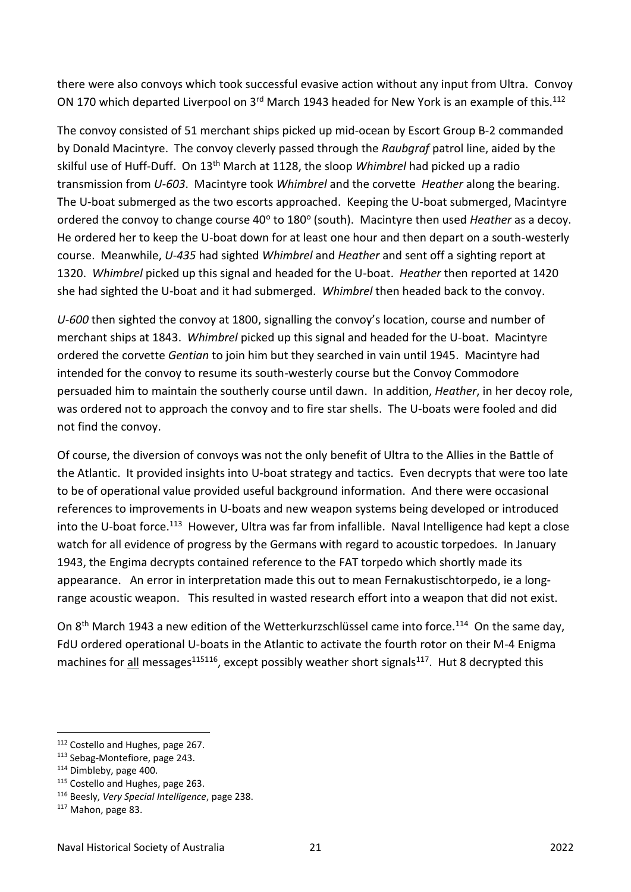there were also convoys which took successful evasive action without any input from Ultra. Convoy ON 170 which departed Liverpool on 3rd March 1943 headed for New York is an example of this.[112]

The convoy consisted of 51 merchant ships picked up mid-ocean by Escort Group B-2 commanded by Donald Macintyre. The convoy cleverly passed through the *Raubgraf* patrol line, aided by the skilful use of Huff-Duff. On 13th March at 1128, the sloop *Whimbrel* had picked up a radio transmission from *U-603*. Macintyre took *Whimbrel* and the corvette *Heather* along the bearing. The U-boat submerged as the two escorts approached. Keeping the U-boat submerged, Macintyre ordered the convoy to change course 40° to 180° (south). Macintyre then used *Heather* as a decoy. He ordered her to keep the U-boat down for at least one hour and then depart on a south-westerly course. Meanwhile, *U-435* had sighted *Whimbrel* and *Heather* and sent off a sighting report at 1320. *Whimbrel* picked up this signal and headed for the U-boat. *Heather* then reported at 1420 she had sighted the U-boat and it had submerged. *Whimbrel* then headed back to the convoy.

*U-600* then sighted the convoy at 1800, signalling the convoy's location, course and number of merchant ships at 1843. *Whimbrel* picked up this signal and headed for the U-boat. Macintyre ordered the corvette *Gentian* to join him but they searched in vain until 1945. Macintyre had intended for the convoy to resume its south-westerly course but the Convoy Commodore persuaded him to maintain the southerly course until dawn. In addition, *Heather*, in her decoy role, was ordered not to approach the convoy and to fire star shells. The U-boats were fooled and did not find the convoy.

Of course, the diversion of convoys was not the only benefit of Ultra to the Allies in the Battle of the Atlantic. It provided insights into U-boat strategy and tactics. Even decrypts that were too late to be of operational value provided useful background information. And there were occasional references to improvements in U-boats and new weapon systems being developed or introduced into the U-boat force.[113] However, Ultra was far from infallible. Naval Intelligence had kept a close watch for all evidence of progress by the Germans with regard to acoustic torpedoes. In January 1943, the Engima decrypts contained reference to the FAT torpedo which shortly made its appearance. An error in interpretation made this out to mean Fernakustischtorpedo, ie a long-range acoustic weapon. This resulted in wasted research effort into a weapon that did not exist.

On 8th March 1943 a new edition of the Wetterkurzschlüssel came into force.[114] On the same day, FdU ordered operational U-boats in the Atlantic to activate the fourth rotor on their M-4 Enigma machines for <u>all</u> messages[115][116], except possibly weather short signals[117]. Hut 8 decrypted this

---

[112] Costello and Hughes, page 267.

[113] Sebag-Montefiore, page 243.

[114] Dimbleby, page 400.

[115] Costello and Hughes, page 263.

[116] Beesly, *Very Special Intelligence*, page 238.

[117] Mahon, page 83.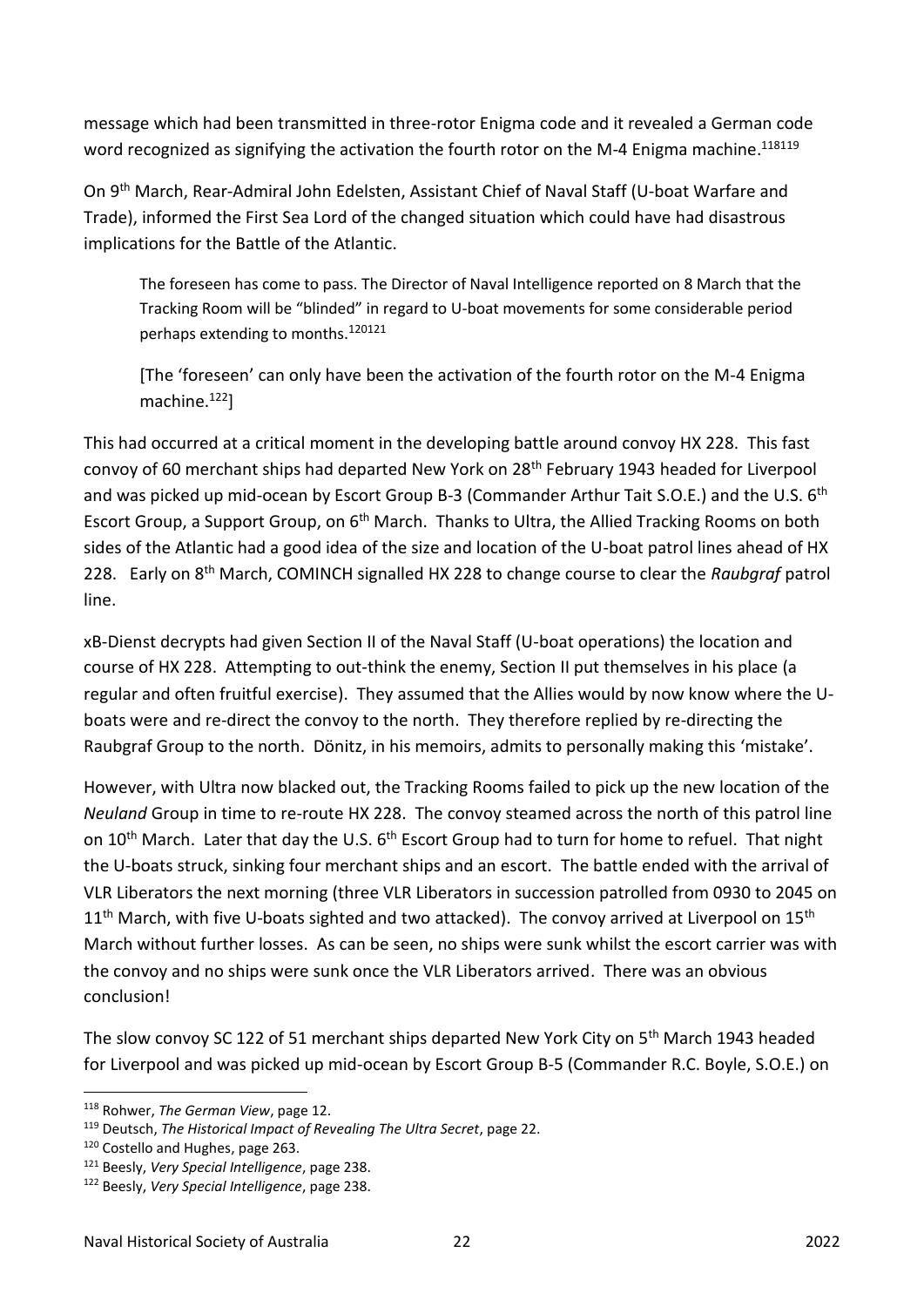message which had been transmitted in three-rotor Enigma code and it revealed a German code word recognized as signifying the activation the fourth rotor on the M-4 Enigma machine.[118][119]

On 9th March, Rear-Admiral John Edelsten, Assistant Chief of Naval Staff (U-boat Warfare and Trade), informed the First Sea Lord of the changed situation which could have had disastrous implications for the Battle of the Atlantic.

> The foreseen has come to pass. The Director of Naval Intelligence reported on 8 March that the Tracking Room will be "blinded" in regard to U-boat movements for some considerable period perhaps extending to months.[120][121]
>
> [The 'foreseen' can only have been the activation of the fourth rotor on the M-4 Enigma machine.[122]]

This had occurred at a critical moment in the developing battle around convoy HX 228. This fast convoy of 60 merchant ships had departed New York on 28th February 1943 headed for Liverpool and was picked up mid-ocean by Escort Group B-3 (Commander Arthur Tait S.O.E.) and the U.S. 6th Escort Group, a Support Group, on 6th March. Thanks to Ultra, the Allied Tracking Rooms on both sides of the Atlantic had a good idea of the size and location of the U-boat patrol lines ahead of HX 228. Early on 8th March, COMINCH signalled HX 228 to change course to clear the *Raubgraf* patrol line.

xB-Dienst decrypts had given Section II of the Naval Staff (U-boat operations) the location and course of HX 228. Attempting to out-think the enemy, Section II put themselves in his place (a regular and often fruitful exercise). They assumed that the Allies would by now know where the U-boats were and re-direct the convoy to the north. They therefore replied by re-directing the Raubgraf Group to the north. Dönitz, in his memoirs, admits to personally making this 'mistake'.

However, with Ultra now blacked out, the Tracking Rooms failed to pick up the new location of the *Neuland* Group in time to re-route HX 228. The convoy steamed across the north of this patrol line on 10th March. Later that day the U.S. 6th Escort Group had to turn for home to refuel. That night the U-boats struck, sinking four merchant ships and an escort. The battle ended with the arrival of VLR Liberators the next morning (three VLR Liberators in succession patrolled from 0930 to 2045 on 11th March, with five U-boats sighted and two attacked). The convoy arrived at Liverpool on 15th March without further losses. As can be seen, no ships were sunk whilst the escort carrier was with the convoy and no ships were sunk once the VLR Liberators arrived. There was an obvious conclusion!

The slow convoy SC 122 of 51 merchant ships departed New York City on 5th March 1943 headed for Liverpool and was picked up mid-ocean by Escort Group B-5 (Commander R.C. Boyle, S.O.E.) on

---

[118] Rohwer, *The German View*, page 12.

[119] Deutsch, *The Historical Impact of Revealing The Ultra Secret*, page 22.

[120] Costello and Hughes, page 263.

[121] Beesly, *Very Special Intelligence*, page 238.

[122] Beesly, *Very Special Intelligence*, page 238.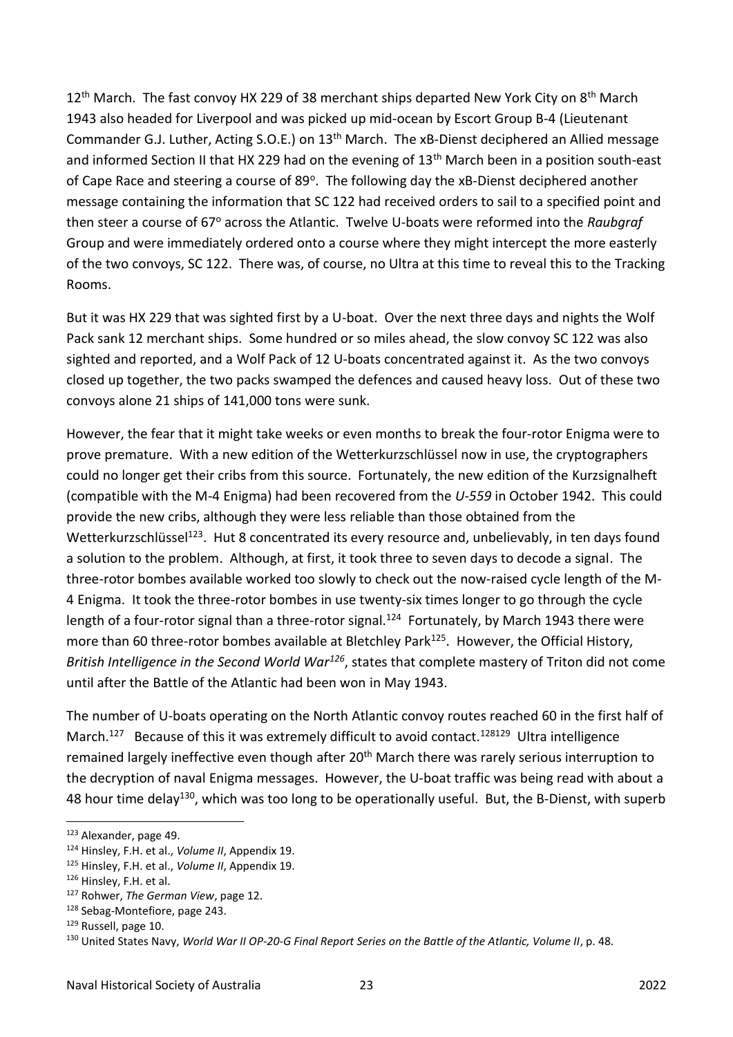12th March. The fast convoy HX 229 of 38 merchant ships departed New York City on 8th March 1943 also headed for Liverpool and was picked up mid-ocean by Escort Group B-4 (Lieutenant Commander G.J. Luther, Acting S.O.E.) on 13th March. The xB-Dienst deciphered an Allied message and informed Section II that HX 229 had on the evening of 13th March been in a position south-east of Cape Race and steering a course of 89°. The following day the xB-Dienst deciphered another message containing the information that SC 122 had received orders to sail to a specified point and then steer a course of 67° across the Atlantic. Twelve U-boats were reformed into the *Raubgraf* Group and were immediately ordered onto a course where they might intercept the more easterly of the two convoys, SC 122. There was, of course, no Ultra at this time to reveal this to the Tracking Rooms.

But it was HX 229 that was sighted first by a U-boat. Over the next three days and nights the Wolf Pack sank 12 merchant ships. Some hundred or so miles ahead, the slow convoy SC 122 was also sighted and reported, and a Wolf Pack of 12 U-boats concentrated against it. As the two convoys closed up together, the two packs swamped the defences and caused heavy loss. Out of these two convoys alone 21 ships of 141,000 tons were sunk.

However, the fear that it might take weeks or even months to break the four-rotor Enigma were to prove premature. With a new edition of the Wetterkurzschlüssel now in use, the cryptographers could no longer get their cribs from this source. Fortunately, the new edition of the Kurzsignalheft (compatible with the M-4 Enigma) had been recovered from the *U-559* in October 1942. This could provide the new cribs, although they were less reliable than those obtained from the Wetterkurzschlüssel[123]. Hut 8 concentrated its every resource and, unbelievably, in ten days found a solution to the problem. Although, at first, it took three to seven days to decode a signal. The three-rotor bombes available worked too slowly to check out the now-raised cycle length of the M-4 Enigma. It took the three-rotor bombes in use twenty-six times longer to go through the cycle length of a four-rotor signal than a three-rotor signal.[124] Fortunately, by March 1943 there were more than 60 three-rotor bombes available at Bletchley Park[125]. However, the Official History, *British Intelligence in the Second World War*[126], states that complete mastery of Triton did not come until after the Battle of the Atlantic had been won in May 1943.

The number of U-boats operating on the North Atlantic convoy routes reached 60 in the first half of March.[127] Because of this it was extremely difficult to avoid contact.[128][129] Ultra intelligence remained largely ineffective even though after 20th March there was rarely serious interruption to the decryption of naval Enigma messages. However, the U-boat traffic was being read with about a 48 hour time delay[130], which was too long to be operationally useful. But, the B-Dienst, with superb

---

[123] Alexander, page 49.

[124] Hinsley, F.H. et al., *Volume II*, Appendix 19.

[125] Hinsley, F.H. et al., *Volume II*, Appendix 19.

[126] Hinsley, F.H. et al.

[127] Rohwer, *The German View*, page 12.

[128] Sebag-Montefiore, page 243.

[129] Russell, page 10.

[130] United States Navy, *World War II OP-20-G Final Report Series on the Battle of the Atlantic, Volume II*, p. 48.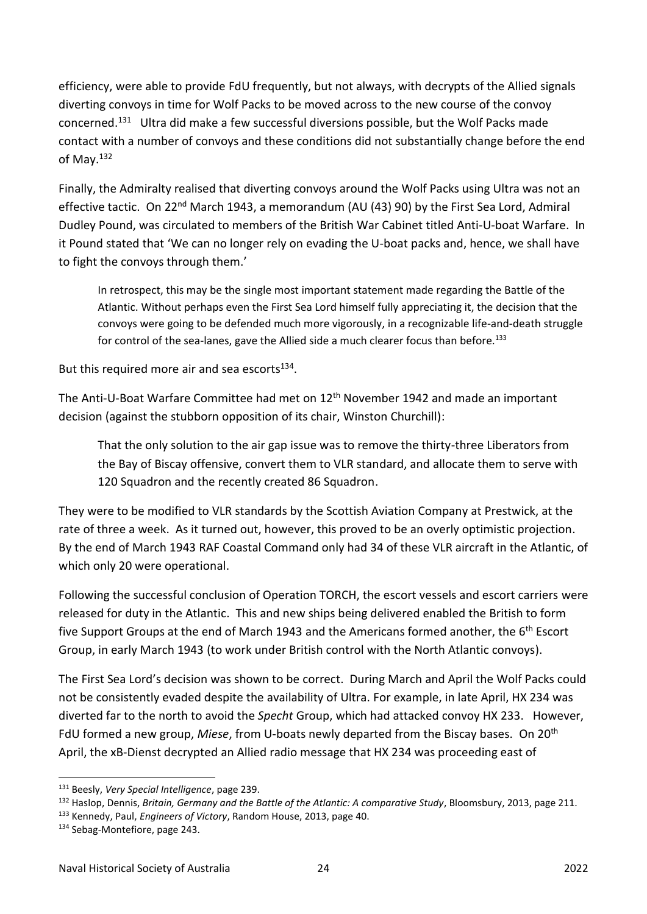efficiency, were able to provide FdU frequently, but not always, with decrypts of the Allied signals diverting convoys in time for Wolf Packs to be moved across to the new course of the convoy concerned.[131] Ultra did make a few successful diversions possible, but the Wolf Packs made contact with a number of convoys and these conditions did not substantially change before the end of May.[132]

Finally, the Admiralty realised that diverting convoys around the Wolf Packs using Ultra was not an effective tactic. On 22nd March 1943, a memorandum (AU (43) 90) by the First Sea Lord, Admiral Dudley Pound, was circulated to members of the British War Cabinet titled Anti-U-boat Warfare. In it Pound stated that 'We can no longer rely on evading the U-boat packs and, hence, we shall have to fight the convoys through them.'

> In retrospect, this may be the single most important statement made regarding the Battle of the Atlantic. Without perhaps even the First Sea Lord himself fully appreciating it, the decision that the convoys were going to be defended much more vigorously, in a recognizable life-and-death struggle for control of the sea-lanes, gave the Allied side a much clearer focus than before.[133]

But this required more air and sea escorts[134].

The Anti-U-Boat Warfare Committee had met on 12th November 1942 and made an important decision (against the stubborn opposition of its chair, Winston Churchill):

> That the only solution to the air gap issue was to remove the thirty-three Liberators from the Bay of Biscay offensive, convert them to VLR standard, and allocate them to serve with 120 Squadron and the recently created 86 Squadron.

They were to be modified to VLR standards by the Scottish Aviation Company at Prestwick, at the rate of three a week. As it turned out, however, this proved to be an overly optimistic projection. By the end of March 1943 RAF Coastal Command only had 34 of these VLR aircraft in the Atlantic, of which only 20 were operational.

Following the successful conclusion of Operation TORCH, the escort vessels and escort carriers were released for duty in the Atlantic. This and new ships being delivered enabled the British to form five Support Groups at the end of March 1943 and the Americans formed another, the 6th Escort Group, in early March 1943 (to work under British control with the North Atlantic convoys).

The First Sea Lord's decision was shown to be correct. During March and April the Wolf Packs could not be consistently evaded despite the availability of Ultra. For example, in late April, HX 234 was diverted far to the north to avoid the *Specht* Group, which had attacked convoy HX 233. However, FdU formed a new group, *Miese*, from U-boats newly departed from the Biscay bases. On 20th April, the xB-Dienst decrypted an Allied radio message that HX 234 was proceeding east of

---

[131] Beesly, *Very Special Intelligence*, page 239.

[132] Haslop, Dennis, *Britain, Germany and the Battle of the Atlantic: A comparative Study*, Bloomsbury, 2013, page 211.

[133] Kennedy, Paul, *Engineers of Victory*, Random House, 2013, page 40.

[134] Sebag-Montefiore, page 243.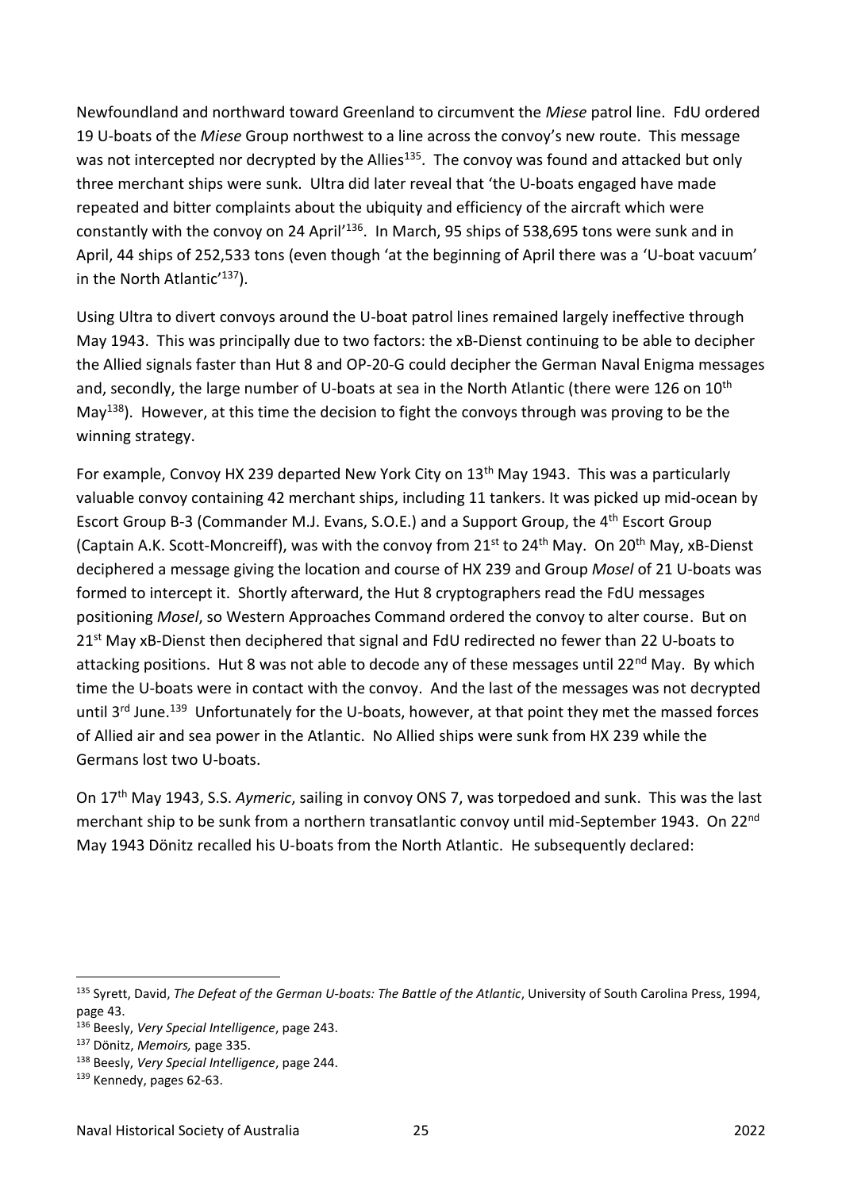Newfoundland and northward toward Greenland to circumvent the *Miese* patrol line. FdU ordered 19 U-boats of the *Miese* Group northwest to a line across the convoy's new route. This message was not intercepted nor decrypted by the Allies[135]. The convoy was found and attacked but only three merchant ships were sunk. Ultra did later reveal that 'the U-boats engaged have made repeated and bitter complaints about the ubiquity and efficiency of the aircraft which were constantly with the convoy on 24 April'[136]. In March, 95 ships of 538,695 tons were sunk and in April, 44 ships of 252,533 tons (even though 'at the beginning of April there was a 'U-boat vacuum' in the North Atlantic'[137]).

Using Ultra to divert convoys around the U-boat patrol lines remained largely ineffective through May 1943. This was principally due to two factors: the xB-Dienst continuing to be able to decipher the Allied signals faster than Hut 8 and OP-20-G could decipher the German Naval Enigma messages and, secondly, the large number of U-boats at sea in the North Atlantic (there were 126 on 10th May[138]). However, at this time the decision to fight the convoys through was proving to be the winning strategy.

For example, Convoy HX 239 departed New York City on 13th May 1943. This was a particularly valuable convoy containing 42 merchant ships, including 11 tankers. It was picked up mid-ocean by Escort Group B-3 (Commander M.J. Evans, S.O.E.) and a Support Group, the 4th Escort Group (Captain A.K. Scott-Moncreiff), was with the convoy from 21st to 24th May. On 20th May, xB-Dienst deciphered a message giving the location and course of HX 239 and Group *Mosel* of 21 U-boats was formed to intercept it. Shortly afterward, the Hut 8 cryptographers read the FdU messages positioning *Mosel*, so Western Approaches Command ordered the convoy to alter course. But on 21st May xB-Dienst then deciphered that signal and FdU redirected no fewer than 22 U-boats to attacking positions. Hut 8 was not able to decode any of these messages until 22nd May. By which time the U-boats were in contact with the convoy. And the last of the messages was not decrypted until 3rd June.[139] Unfortunately for the U-boats, however, at that point they met the massed forces of Allied air and sea power in the Atlantic. No Allied ships were sunk from HX 239 while the Germans lost two U-boats.

On 17th May 1943, S.S. *Aymeric*, sailing in convoy ONS 7, was torpedoed and sunk. This was the last merchant ship to be sunk from a northern transatlantic convoy until mid-September 1943. On 22nd May 1943 Dönitz recalled his U-boats from the North Atlantic. He subsequently declared:

---

[135] Syrett, David, *The Defeat of the German U-boats: The Battle of the Atlantic*, University of South Carolina Press, 1994, page 43.

[136] Beesly, *Very Special Intelligence*, page 243.

[137] Dönitz, *Memoirs,* page 335.

[138] Beesly, *Very Special Intelligence*, page 244.

[139] Kennedy, pages 62-63.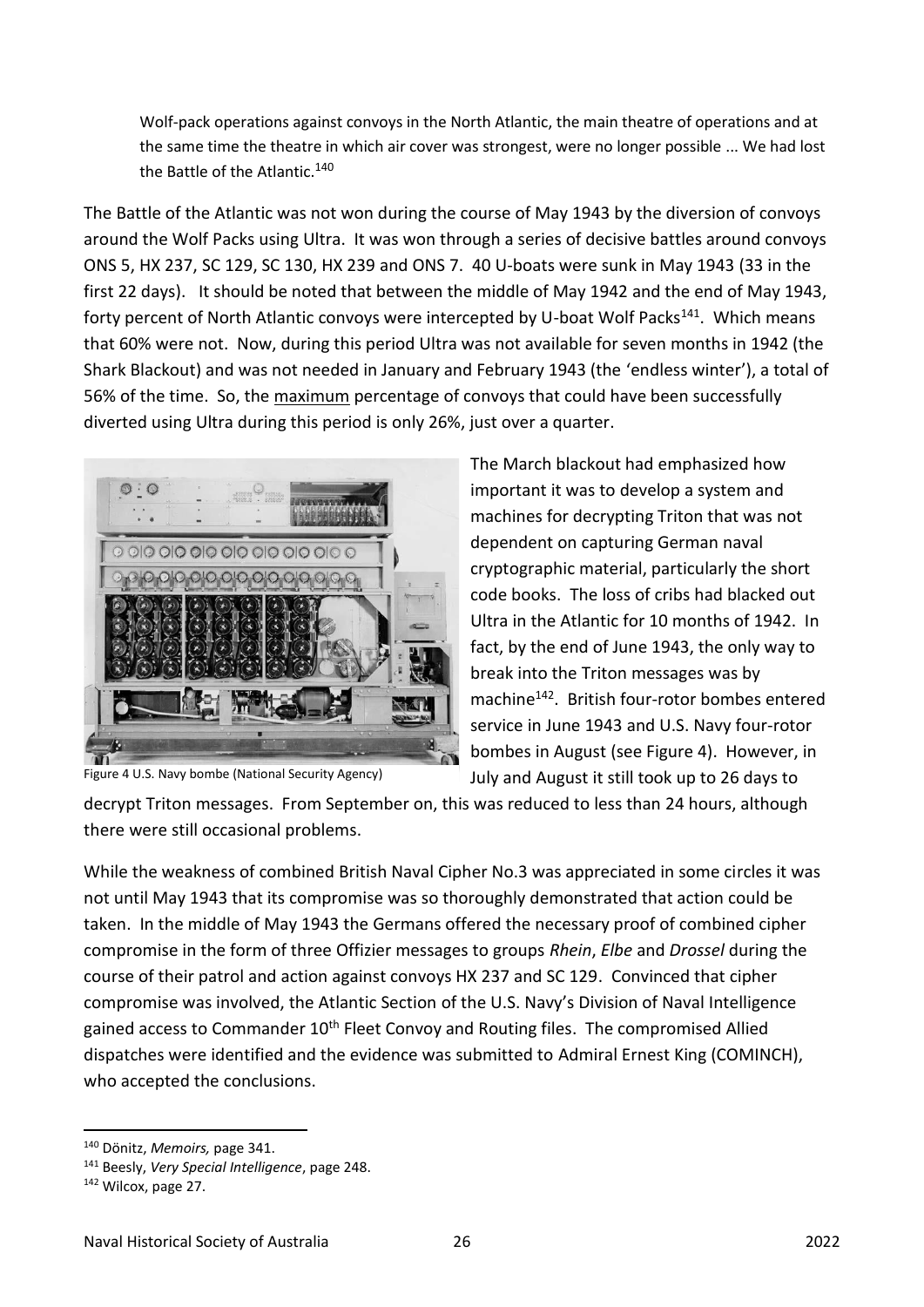> Wolf-pack operations against convoys in the North Atlantic, the main theatre of operations and at the same time the theatre in which air cover was strongest, were no longer possible ... We had lost the Battle of the Atlantic.[140]

The Battle of the Atlantic was not won during the course of May 1943 by the diversion of convoys around the Wolf Packs using Ultra. It was won through a series of decisive battles around convoys ONS 5, HX 237, SC 129, SC 130, HX 239 and ONS 7. 40 U-boats were sunk in May 1943 (33 in the first 22 days). It should be noted that between the middle of May 1942 and the end of May 1943, forty percent of North Atlantic convoys were intercepted by U-boat Wolf Packs[141]. Which means that 60% were not. Now, during this period Ultra was not available for seven months in 1942 (the Shark Blackout) and was not needed in January and February 1943 (the 'endless winter'), a total of 56% of the time. So, the maximum percentage of convoys that could have been successfully diverted using Ultra during this period is only 26%, just over a quarter.

Figure 4 U.S. Navy bombe (National Security Agency)

The March blackout had emphasized how important it was to develop a system and machines for decrypting Triton that was not dependent on capturing German naval cryptographic material, particularly the short code books. The loss of cribs had blacked out Ultra in the Atlantic for 10 months of 1942. In fact, by the end of June 1943, the only way to break into the Triton messages was by machine[142]. British four-rotor bombes entered service in June 1943 and U.S. Navy four-rotor bombes in August (see Figure 4). However, in July and August it still took up to 26 days to decrypt Triton messages. From September on, this was reduced to less than 24 hours, although there were still occasional problems.

While the weakness of combined British Naval Cipher No.3 was appreciated in some circles it was not until May 1943 that its compromise was so thoroughly demonstrated that action could be taken. In the middle of May 1943 the Germans offered the necessary proof of combined cipher compromise in the form of three Offizier messages to groups *Rhein*, *Elbe* and *Drossel* during the course of their patrol and action against convoys HX 237 and SC 129. Convinced that cipher compromise was involved, the Atlantic Section of the U.S. Navy's Division of Naval Intelligence gained access to Commander 10th Fleet Convoy and Routing files. The compromised Allied dispatches were identified and the evidence was submitted to Admiral Ernest King (COMINCH), who accepted the conclusions.

---

[140] Dönitz, *Memoirs,* page 341.

[141] Beesly, *Very Special Intelligence*, page 248.

[142] Wilcox, page 27.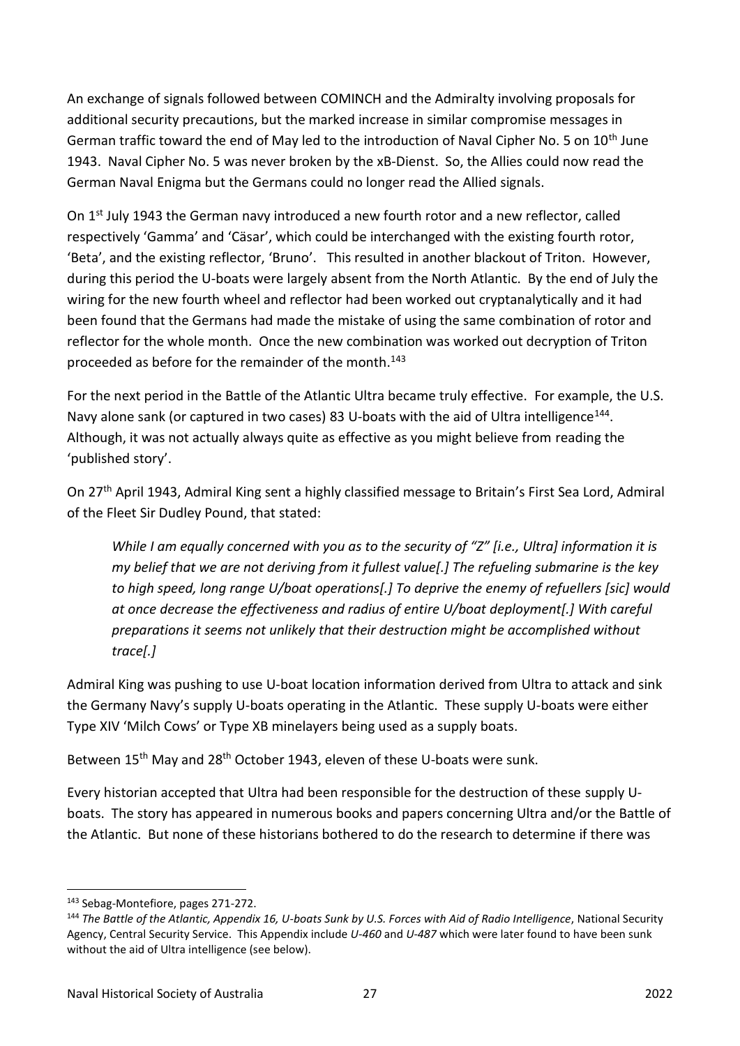An exchange of signals followed between COMINCH and the Admiralty involving proposals for additional security precautions, but the marked increase in similar compromise messages in German traffic toward the end of May led to the introduction of Naval Cipher No. 5 on 10th June 1943. Naval Cipher No. 5 was never broken by the xB-Dienst. So, the Allies could now read the German Naval Enigma but the Germans could no longer read the Allied signals.

On 1st July 1943 the German navy introduced a new fourth rotor and a new reflector, called respectively 'Gamma' and 'Cäsar', which could be interchanged with the existing fourth rotor, 'Beta', and the existing reflector, 'Bruno'. This resulted in another blackout of Triton. However, during this period the U-boats were largely absent from the North Atlantic. By the end of July the wiring for the new fourth wheel and reflector had been worked out cryptanalytically and it had been found that the Germans had made the mistake of using the same combination of rotor and reflector for the whole month. Once the new combination was worked out decryption of Triton proceeded as before for the remainder of the month.[143]

For the next period in the Battle of the Atlantic Ultra became truly effective. For example, the U.S. Navy alone sank (or captured in two cases) 83 U-boats with the aid of Ultra intelligence[144]. Although, it was not actually always quite as effective as you might believe from reading the 'published story'.

On 27th April 1943, Admiral King sent a highly classified message to Britain's First Sea Lord, Admiral of the Fleet Sir Dudley Pound, that stated:

> *While I am equally concerned with you as to the security of "Z" [i.e., Ultra] information it is my belief that we are not deriving from it fullest value[.] The refueling submarine is the key to high speed, long range U/boat operations[.] To deprive the enemy of refuellers [sic] would at once decrease the effectiveness and radius of entire U/boat deployment[.] With careful preparations it seems not unlikely that their destruction might be accomplished without trace[.]*

Admiral King was pushing to use U-boat location information derived from Ultra to attack and sink the Germany Navy's supply U-boats operating in the Atlantic. These supply U-boats were either Type XIV 'Milch Cows' or Type XB minelayers being used as a supply boats.

Between 15th May and 28th October 1943, eleven of these U-boats were sunk.

Every historian accepted that Ultra had been responsible for the destruction of these supply U-boats. The story has appeared in numerous books and papers concerning Ultra and/or the Battle of the Atlantic. But none of these historians bothered to do the research to determine if there was

---

[143] Sebag-Montefiore, pages 271-272.

[144] *The Battle of the Atlantic, Appendix 16, U-boats Sunk by U.S. Forces with Aid of Radio Intelligence*, National Security Agency, Central Security Service. This Appendix include *U-460* and *U-487* which were later found to have been sunk without the aid of Ultra intelligence (see below).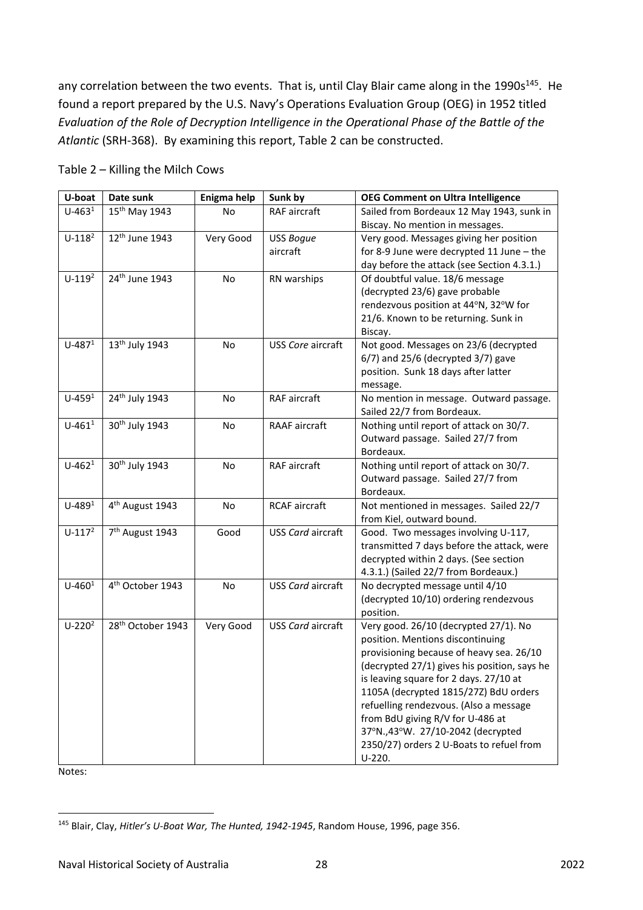any correlation between the two events. That is, until Clay Blair came along in the 1990s[145]. He found a report prepared by the U.S. Navy's Operations Evaluation Group (OEG) in 1952 titled *Evaluation of the Role of Decryption Intelligence in the Operational Phase of the Battle of the Atlantic* (SRH-368). By examining this report, Table 2 can be constructed.

Table 2 – Killing the Milch Cows

| U-boat | Date sunk | Enigma help | Sunk by | OEG Comment on Ultra Intelligence |
|---|---|---|---|---|
| U-463[1] | 15th May 1943 | No | RAF aircraft | Sailed from Bordeaux 12 May 1943, sunk in Biscay. No mention in messages. |
| U-118[2] | 12th June 1943 | Very Good | USS *Bogue* aircraft | Very good. Messages giving her position for 8-9 June were decrypted 11 June – the day before the attack (see Section 4.3.1.) |
| U-119[2] | 24th June 1943 | No | RN warships | Of doubtful value. 18/6 message (decrypted 23/6) gave probable rendezvous position at 44°N, 32°W for 21/6. Known to be returning. Sunk in Biscay. |
| U-487[1] | 13th July 1943 | No | USS *Core* aircraft | Not good. Messages on 23/6 (decrypted 6/7) and 25/6 (decrypted 3/7) gave position. Sunk 18 days after latter message. |
| U-459[1] | 24th July 1943 | No | RAF aircraft | No mention in message. Outward passage. Sailed 22/7 from Bordeaux. |
| U-461[1] | 30th July 1943 | No | RAAF aircraft | Nothing until report of attack on 30/7. Outward passage. Sailed 27/7 from Bordeaux. |
| U-462[1] | 30th July 1943 | No | RAF aircraft | Nothing until report of attack on 30/7. Outward passage. Sailed 27/7 from Bordeaux. |
| U-489[1] | 4th August 1943 | No | RCAF aircraft | Not mentioned in messages. Sailed 22/7 from Kiel, outward bound. |
| U-117[2] | 7th August 1943 | Good | USS *Card* aircraft | Good. Two messages involving U-117, transmitted 7 days before the attack, were decrypted within 2 days. (See section 4.3.1.) (Sailed 22/7 from Bordeaux.) |
| U-460[1] | 4th October 1943 | No | USS *Card* aircraft | No decrypted message until 4/10 (decrypted 10/10) ordering rendezvous position. |
| U-220[2] | 28th October 1943 | Very Good | USS *Card* aircraft | Very good. 26/10 (decrypted 27/1). No position. Mentions discontinuing provisioning because of heavy sea. 26/10 (decrypted 27/1) gives his position, says he is leaving square for 2 days. 27/10 at 1105A (decrypted 1815/27Z) BdU orders refuelling rendezvous. (Also a message from BdU giving R/V for U-486 at 37°N.,43°W. 27/10-2042 (decrypted 2350/27) orders 2 U-Boats to refuel from U-220. |

Notes:

[145] Blair, Clay, *Hitler's U-Boat War, The Hunted, 1942-1945*, Random House, 1996, page 356.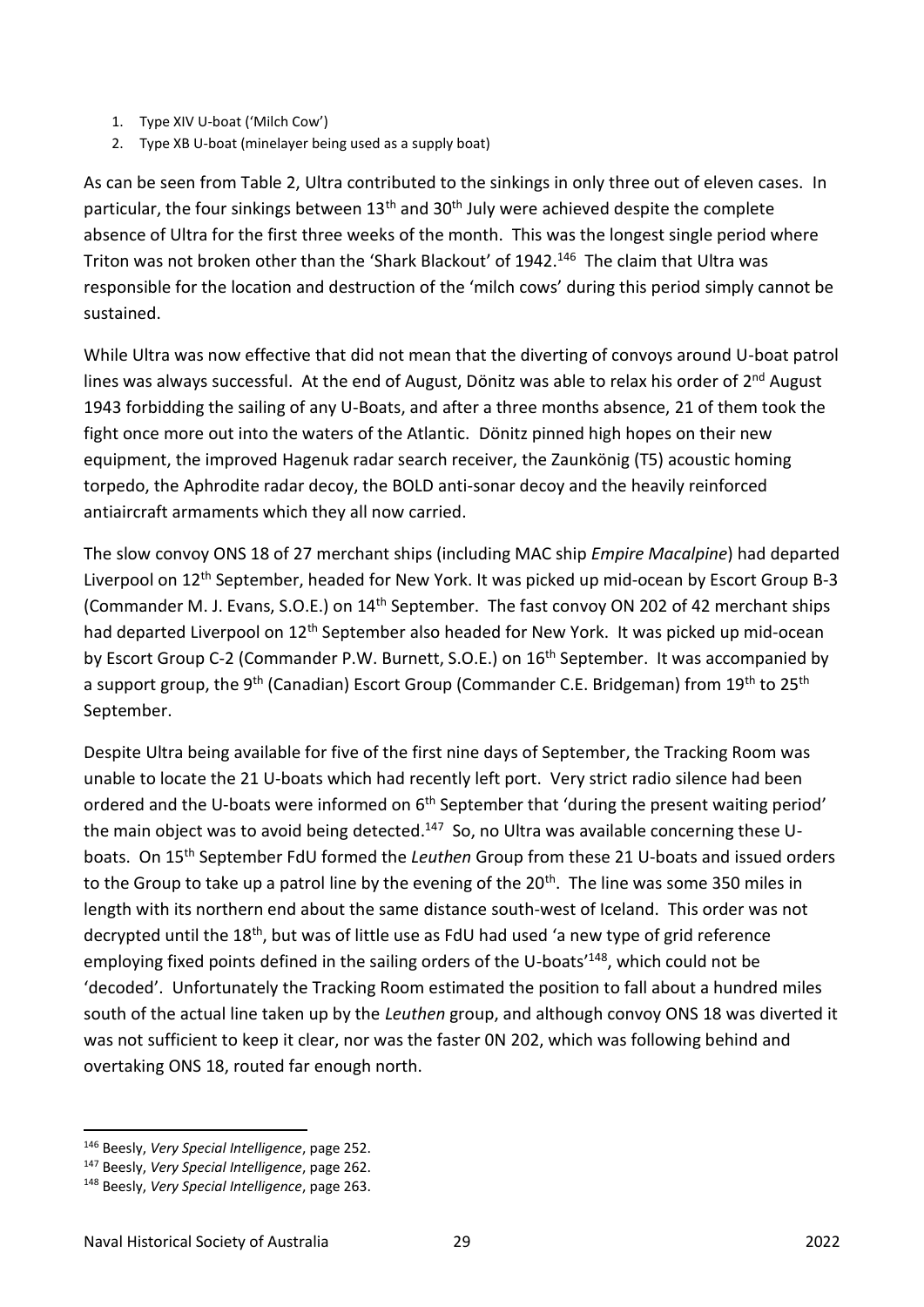1. Type XIV U-boat ('Milch Cow')
2. Type XB U-boat (minelayer being used as a supply boat)

As can be seen from Table 2, Ultra contributed to the sinkings in only three out of eleven cases. In particular, the four sinkings between 13th and 30th July were achieved despite the complete absence of Ultra for the first three weeks of the month. This was the longest single period where Triton was not broken other than the 'Shark Blackout' of 1942.[146] The claim that Ultra was responsible for the location and destruction of the 'milch cows' during this period simply cannot be sustained.

While Ultra was now effective that did not mean that the diverting of convoys around U-boat patrol lines was always successful. At the end of August, Dönitz was able to relax his order of 2nd August 1943 forbidding the sailing of any U-Boats, and after a three months absence, 21 of them took the fight once more out into the waters of the Atlantic. Dönitz pinned high hopes on their new equipment, the improved Hagenuk radar search receiver, the Zaunkönig (T5) acoustic homing torpedo, the Aphrodite radar decoy, the BOLD anti-sonar decoy and the heavily reinforced antiaircraft armaments which they all now carried.

The slow convoy ONS 18 of 27 merchant ships (including MAC ship *Empire Macalpine*) had departed Liverpool on 12th September, headed for New York. It was picked up mid-ocean by Escort Group B-3 (Commander M. J. Evans, S.O.E.) on 14th September. The fast convoy ON 202 of 42 merchant ships had departed Liverpool on 12th September also headed for New York. It was picked up mid-ocean by Escort Group C-2 (Commander P.W. Burnett, S.O.E.) on 16th September. It was accompanied by a support group, the 9th (Canadian) Escort Group (Commander C.E. Bridgeman) from 19th to 25th September.

Despite Ultra being available for five of the first nine days of September, the Tracking Room was unable to locate the 21 U-boats which had recently left port. Very strict radio silence had been ordered and the U-boats were informed on 6th September that 'during the present waiting period' the main object was to avoid being detected.[147] So, no Ultra was available concerning these U-boats. On 15th September FdU formed the *Leuthen* Group from these 21 U-boats and issued orders to the Group to take up a patrol line by the evening of the 20th. The line was some 350 miles in length with its northern end about the same distance south-west of Iceland. This order was not decrypted until the 18th, but was of little use as FdU had used 'a new type of grid reference employing fixed points defined in the sailing orders of the U-boats'[148], which could not be 'decoded'. Unfortunately the Tracking Room estimated the position to fall about a hundred miles south of the actual line taken up by the *Leuthen* group, and although convoy ONS 18 was diverted it was not sufficient to keep it clear, nor was the faster 0N 202, which was following behind and overtaking ONS 18, routed far enough north.

---

[146] Beesly, *Very Special Intelligence*, page 252.

[147] Beesly, *Very Special Intelligence*, page 262.

[148] Beesly, *Very Special Intelligence*, page 263.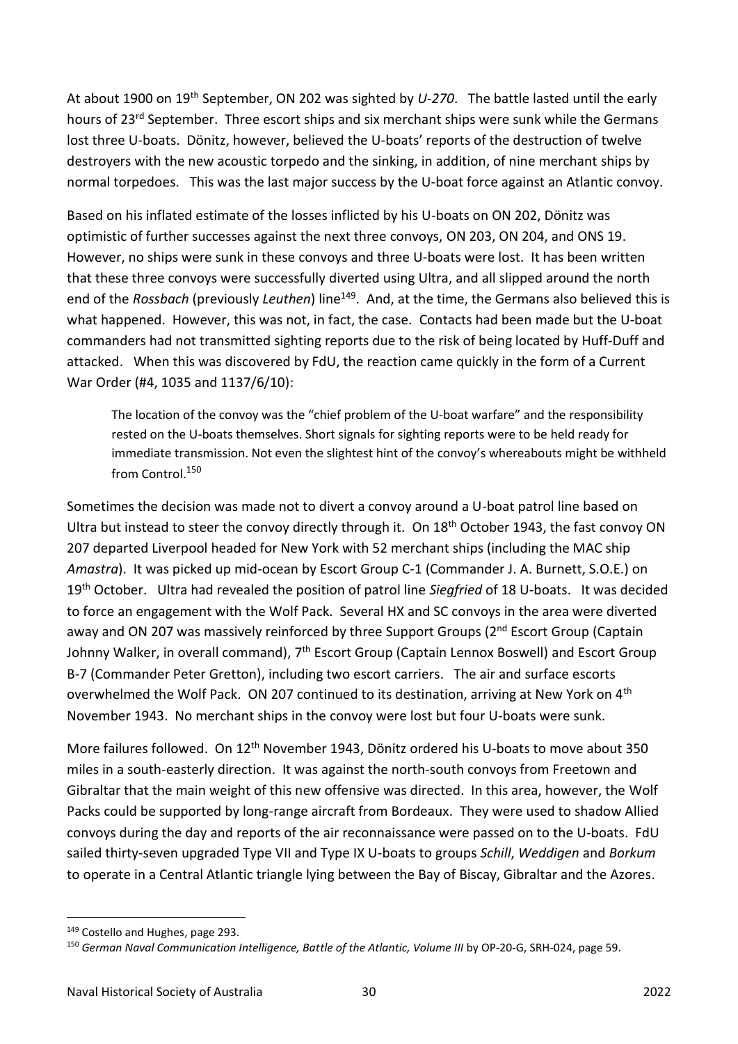At about 1900 on 19th September, ON 202 was sighted by *U-270*. The battle lasted until the early hours of 23rd September. Three escort ships and six merchant ships were sunk while the Germans lost three U-boats. Dönitz, however, believed the U-boats' reports of the destruction of twelve destroyers with the new acoustic torpedo and the sinking, in addition, of nine merchant ships by normal torpedoes. This was the last major success by the U-boat force against an Atlantic convoy.

Based on his inflated estimate of the losses inflicted by his U-boats on ON 202, Dönitz was optimistic of further successes against the next three convoys, ON 203, ON 204, and ONS 19. However, no ships were sunk in these convoys and three U-boats were lost. It has been written that these three convoys were successfully diverted using Ultra, and all slipped around the north end of the *Rossbach* (previously *Leuthen*) line[149]. And, at the time, the Germans also believed this is what happened. However, this was not, in fact, the case. Contacts had been made but the U-boat commanders had not transmitted sighting reports due to the risk of being located by Huff-Duff and attacked. When this was discovered by FdU, the reaction came quickly in the form of a Current War Order (#4, 1035 and 1137/6/10):

> The location of the convoy was the "chief problem of the U-boat warfare" and the responsibility rested on the U-boats themselves. Short signals for sighting reports were to be held ready for immediate transmission. Not even the slightest hint of the convoy's whereabouts might be withheld from Control.[150]

Sometimes the decision was made not to divert a convoy around a U-boat patrol line based on Ultra but instead to steer the convoy directly through it. On 18th October 1943, the fast convoy ON 207 departed Liverpool headed for New York with 52 merchant ships (including the MAC ship *Amastra*). It was picked up mid-ocean by Escort Group C-1 (Commander J. A. Burnett, S.O.E.) on 19th October. Ultra had revealed the position of patrol line *Siegfried* of 18 U-boats. It was decided to force an engagement with the Wolf Pack. Several HX and SC convoys in the area were diverted away and ON 207 was massively reinforced by three Support Groups (2nd Escort Group (Captain Johnny Walker, in overall command), 7th Escort Group (Captain Lennox Boswell) and Escort Group B-7 (Commander Peter Gretton), including two escort carriers. The air and surface escorts overwhelmed the Wolf Pack. ON 207 continued to its destination, arriving at New York on 4th November 1943. No merchant ships in the convoy were lost but four U-boats were sunk.

More failures followed. On 12th November 1943, Dönitz ordered his U-boats to move about 350 miles in a south-easterly direction. It was against the north-south convoys from Freetown and Gibraltar that the main weight of this new offensive was directed. In this area, however, the Wolf Packs could be supported by long-range aircraft from Bordeaux. They were used to shadow Allied convoys during the day and reports of the air reconnaissance were passed on to the U-boats. FdU sailed thirty-seven upgraded Type VII and Type IX U-boats to groups *Schill*, *Weddigen* and *Borkum* to operate in a Central Atlantic triangle lying between the Bay of Biscay, Gibraltar and the Azores.

---

[149] Costello and Hughes, page 293.

[150] *German Naval Communication Intelligence, Battle of the Atlantic, Volume III* by OP-20-G, SRH-024, page 59.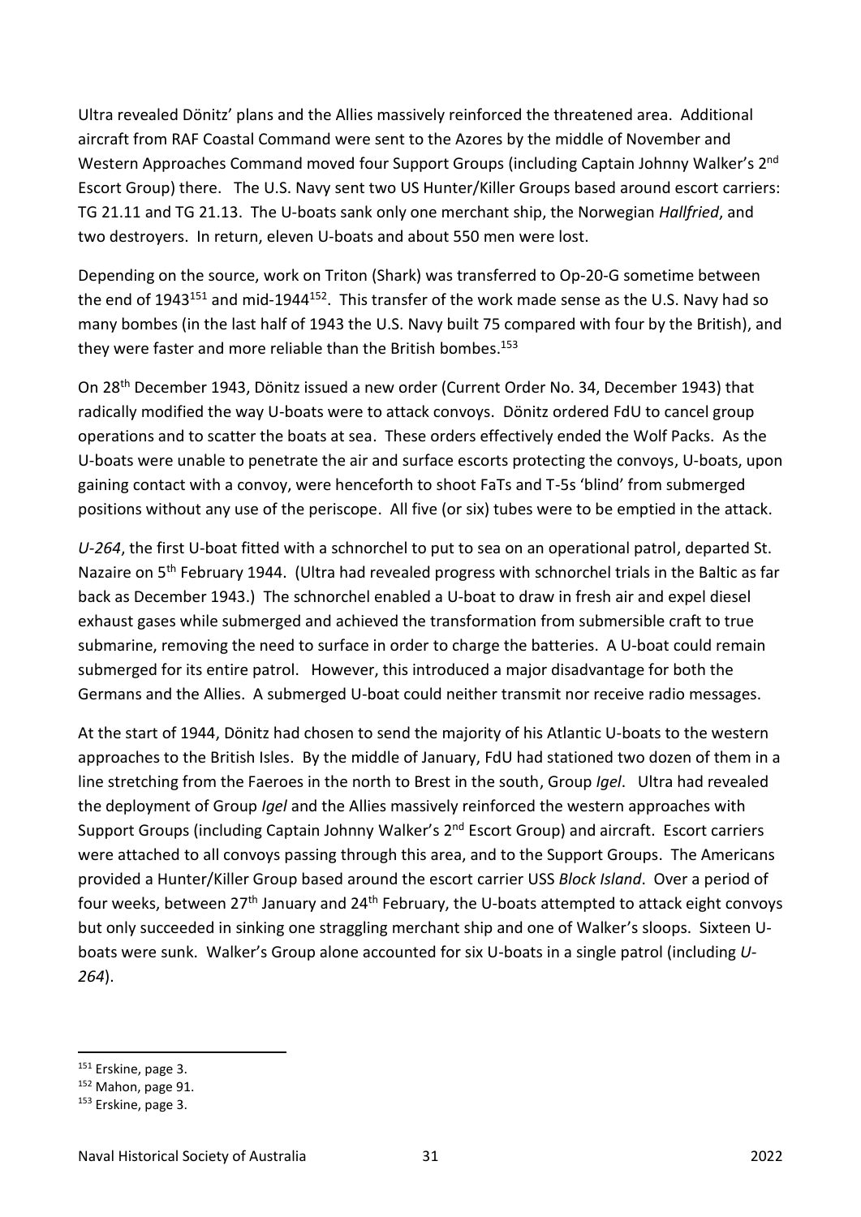Ultra revealed Dönitz' plans and the Allies massively reinforced the threatened area. Additional aircraft from RAF Coastal Command were sent to the Azores by the middle of November and Western Approaches Command moved four Support Groups (including Captain Johnny Walker's 2nd Escort Group) there. The U.S. Navy sent two US Hunter/Killer Groups based around escort carriers: TG 21.11 and TG 21.13. The U-boats sank only one merchant ship, the Norwegian *Hallfried*, and two destroyers. In return, eleven U-boats and about 550 men were lost.

Depending on the source, work on Triton (Shark) was transferred to Op-20-G sometime between the end of 1943[151] and mid-1944[152]. This transfer of the work made sense as the U.S. Navy had so many bombes (in the last half of 1943 the U.S. Navy built 75 compared with four by the British), and they were faster and more reliable than the British bombes.[153]

On 28th December 1943, Dönitz issued a new order (Current Order No. 34, December 1943) that radically modified the way U-boats were to attack convoys. Dönitz ordered FdU to cancel group operations and to scatter the boats at sea. These orders effectively ended the Wolf Packs. As the U-boats were unable to penetrate the air and surface escorts protecting the convoys, U-boats, upon gaining contact with a convoy, were henceforth to shoot FaTs and T-5s 'blind' from submerged positions without any use of the periscope. All five (or six) tubes were to be emptied in the attack.

*U-264*, the first U-boat fitted with a schnorchel to put to sea on an operational patrol, departed St. Nazaire on 5th February 1944. (Ultra had revealed progress with schnorchel trials in the Baltic as far back as December 1943.) The schnorchel enabled a U-boat to draw in fresh air and expel diesel exhaust gases while submerged and achieved the transformation from submersible craft to true submarine, removing the need to surface in order to charge the batteries. A U-boat could remain submerged for its entire patrol. However, this introduced a major disadvantage for both the Germans and the Allies. A submerged U-boat could neither transmit nor receive radio messages.

At the start of 1944, Dönitz had chosen to send the majority of his Atlantic U-boats to the western approaches to the British Isles. By the middle of January, FdU had stationed two dozen of them in a line stretching from the Faeroes in the north to Brest in the south, Group *Igel*. Ultra had revealed the deployment of Group *Igel* and the Allies massively reinforced the western approaches with Support Groups (including Captain Johnny Walker's 2nd Escort Group) and aircraft. Escort carriers were attached to all convoys passing through this area, and to the Support Groups. The Americans provided a Hunter/Killer Group based around the escort carrier USS *Block Island*. Over a period of four weeks, between 27th January and 24th February, the U-boats attempted to attack eight convoys but only succeeded in sinking one straggling merchant ship and one of Walker's sloops. Sixteen U-boats were sunk. Walker's Group alone accounted for six U-boats in a single patrol (including *U-264*).

---

[151] Erskine, page 3.

[152] Mahon, page 91.

[153] Erskine, page 3.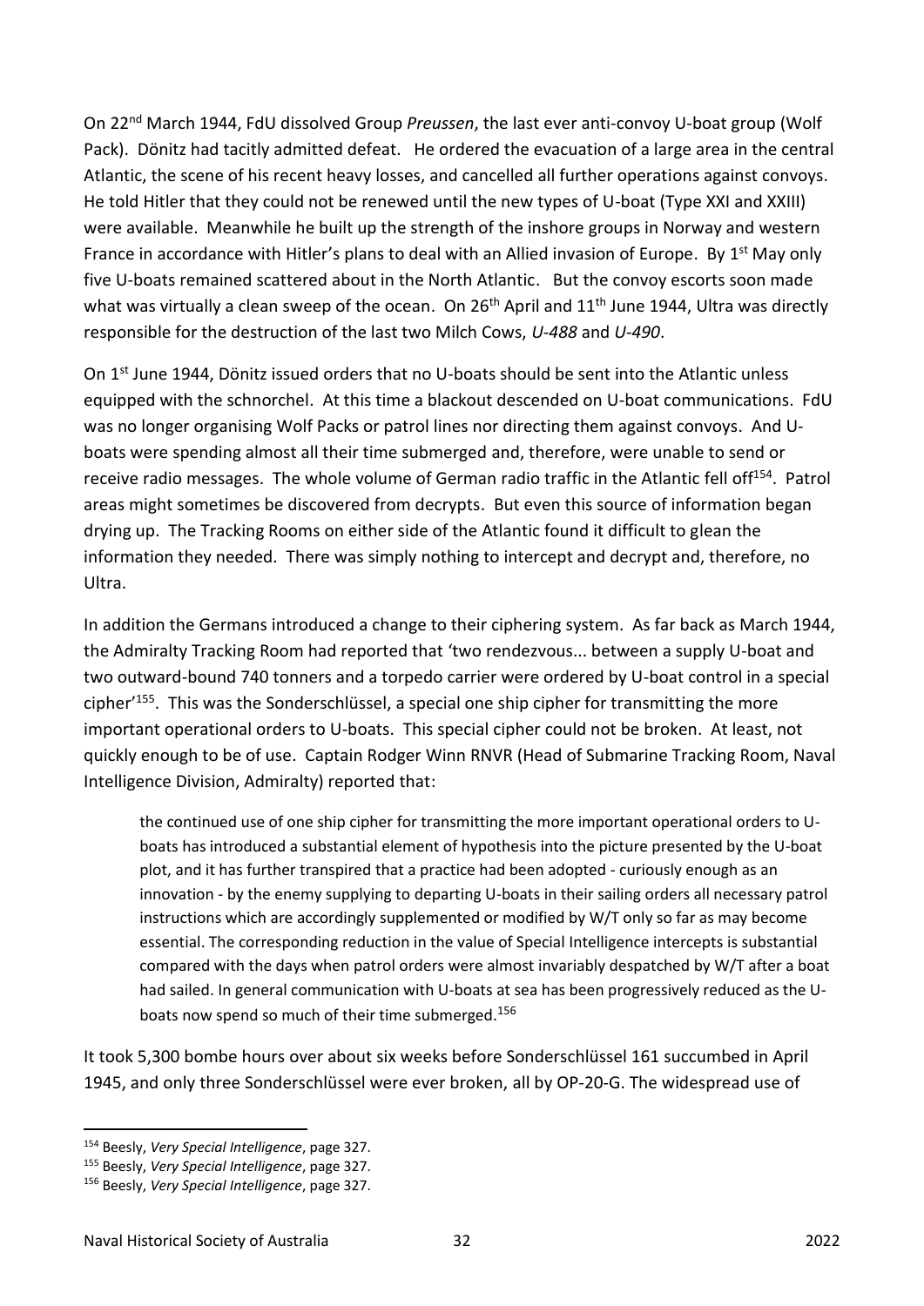On 22nd March 1944, FdU dissolved Group *Preussen*, the last ever anti-convoy U-boat group (Wolf Pack). Dönitz had tacitly admitted defeat. He ordered the evacuation of a large area in the central Atlantic, the scene of his recent heavy losses, and cancelled all further operations against convoys. He told Hitler that they could not be renewed until the new types of U-boat (Type XXI and XXIII) were available. Meanwhile he built up the strength of the inshore groups in Norway and western France in accordance with Hitler's plans to deal with an Allied invasion of Europe. By 1st May only five U-boats remained scattered about in the North Atlantic. But the convoy escorts soon made what was virtually a clean sweep of the ocean. On 26th April and 11th June 1944, Ultra was directly responsible for the destruction of the last two Milch Cows, *U-488* and *U-490*.

On 1st June 1944, Dönitz issued orders that no U-boats should be sent into the Atlantic unless equipped with the schnorchel. At this time a blackout descended on U-boat communications. FdU was no longer organising Wolf Packs or patrol lines nor directing them against convoys. And U-boats were spending almost all their time submerged and, therefore, were unable to send or receive radio messages. The whole volume of German radio traffic in the Atlantic fell off[154]. Patrol areas might sometimes be discovered from decrypts. But even this source of information began drying up. The Tracking Rooms on either side of the Atlantic found it difficult to glean the information they needed. There was simply nothing to intercept and decrypt and, therefore, no Ultra.

In addition the Germans introduced a change to their ciphering system. As far back as March 1944, the Admiralty Tracking Room had reported that 'two rendezvous... between a supply U-boat and two outward-bound 740 tonners and a torpedo carrier were ordered by U-boat control in a special cipher'[155]. This was the Sonderschlüssel, a special one ship cipher for transmitting the more important operational orders to U-boats. This special cipher could not be broken. At least, not quickly enough to be of use. Captain Rodger Winn RNVR (Head of Submarine Tracking Room, Naval Intelligence Division, Admiralty) reported that:

> the continued use of one ship cipher for transmitting the more important operational orders to U-boats has introduced a substantial element of hypothesis into the picture presented by the U-boat plot, and it has further transpired that a practice had been adopted - curiously enough as an innovation - by the enemy supplying to departing U-boats in their sailing orders all necessary patrol instructions which are accordingly supplemented or modified by W/T only so far as may become essential. The corresponding reduction in the value of Special Intelligence intercepts is substantial compared with the days when patrol orders were almost invariably despatched by W/T after a boat had sailed. In general communication with U-boats at sea has been progressively reduced as the U-boats now spend so much of their time submerged.[156]

It took 5,300 bombe hours over about six weeks before Sonderschlüssel 161 succumbed in April 1945, and only three Sonderschlüssel were ever broken, all by OP-20-G. The widespread use of

---

[154] Beesly, *Very Special Intelligence*, page 327.

[155] Beesly, *Very Special Intelligence*, page 327.

[156] Beesly, *Very Special Intelligence*, page 327.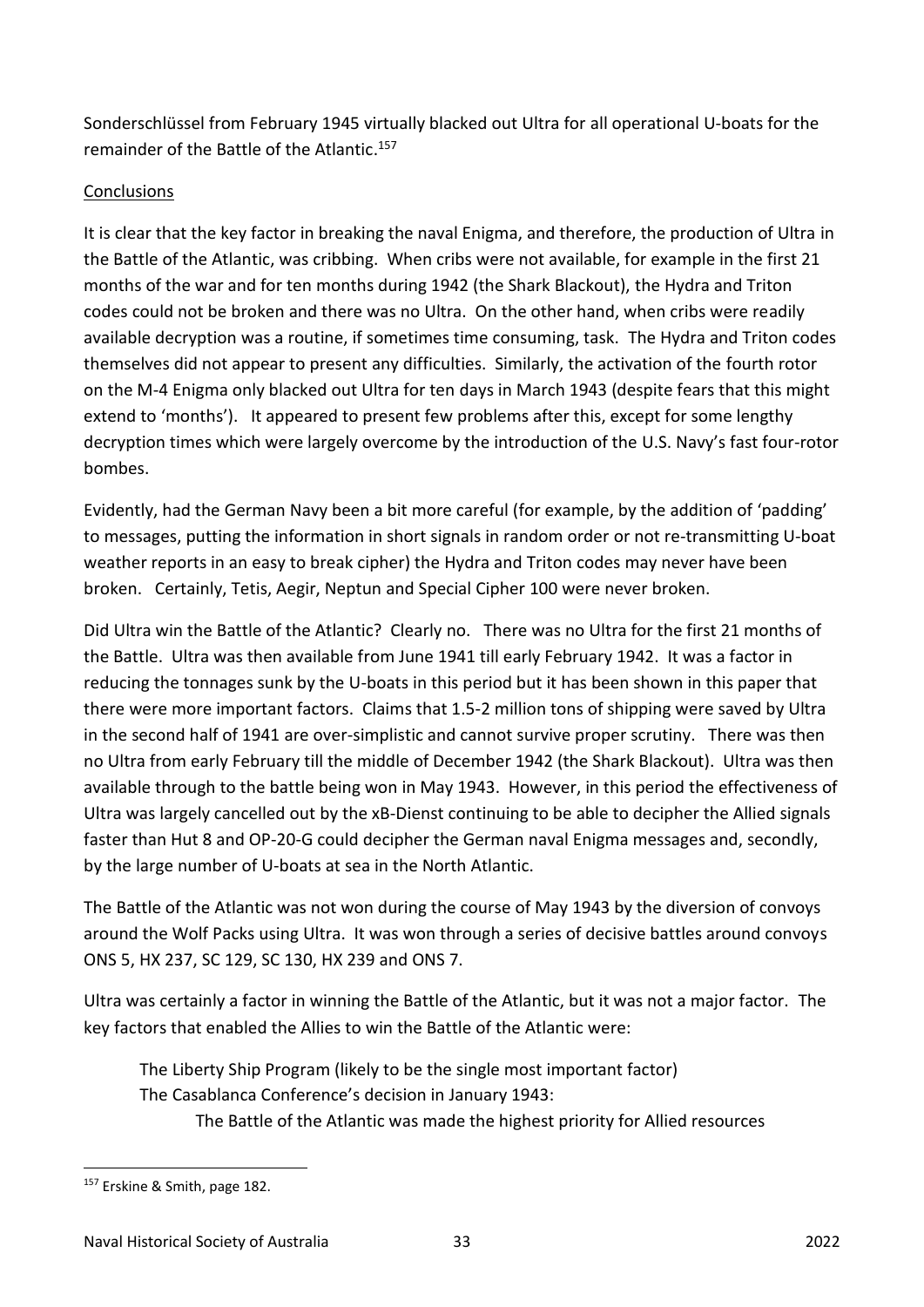Sonderschlüssel from February 1945 virtually blacked out Ultra for all operational U-boats for the remainder of the Battle of the Atlantic.[157]

## Conclusions

It is clear that the key factor in breaking the naval Enigma, and therefore, the production of Ultra in the Battle of the Atlantic, was cribbing. When cribs were not available, for example in the first 21 months of the war and for ten months during 1942 (the Shark Blackout), the Hydra and Triton codes could not be broken and there was no Ultra. On the other hand, when cribs were readily available decryption was a routine, if sometimes time consuming, task. The Hydra and Triton codes themselves did not appear to present any difficulties. Similarly, the activation of the fourth rotor on the M-4 Enigma only blacked out Ultra for ten days in March 1943 (despite fears that this might extend to 'months'). It appeared to present few problems after this, except for some lengthy decryption times which were largely overcome by the introduction of the U.S. Navy's fast four-rotor bombes.

Evidently, had the German Navy been a bit more careful (for example, by the addition of 'padding' to messages, putting the information in short signals in random order or not re-transmitting U-boat weather reports in an easy to break cipher) the Hydra and Triton codes may never have been broken. Certainly, Tetis, Aegir, Neptun and Special Cipher 100 were never broken.

Did Ultra win the Battle of the Atlantic? Clearly no. There was no Ultra for the first 21 months of the Battle. Ultra was then available from June 1941 till early February 1942. It was a factor in reducing the tonnages sunk by the U-boats in this period but it has been shown in this paper that there were more important factors. Claims that 1.5-2 million tons of shipping were saved by Ultra in the second half of 1941 are over-simplistic and cannot survive proper scrutiny. There was then no Ultra from early February till the middle of December 1942 (the Shark Blackout). Ultra was then available through to the battle being won in May 1943. However, in this period the effectiveness of Ultra was largely cancelled out by the xB-Dienst continuing to be able to decipher the Allied signals faster than Hut 8 and OP-20-G could decipher the German naval Enigma messages and, secondly, by the large number of U-boats at sea in the North Atlantic.

The Battle of the Atlantic was not won during the course of May 1943 by the diversion of convoys around the Wolf Packs using Ultra. It was won through a series of decisive battles around convoys ONS 5, HX 237, SC 129, SC 130, HX 239 and ONS 7.

Ultra was certainly a factor in winning the Battle of the Atlantic, but it was not a major factor. The key factors that enabled the Allies to win the Battle of the Atlantic were:

- The Liberty Ship Program (likely to be the single most important factor)
- The Casablanca Conference's decision in January 1943:
  - The Battle of the Atlantic was made the highest priority for Allied resources

---

[157] Erskine & Smith, page 182.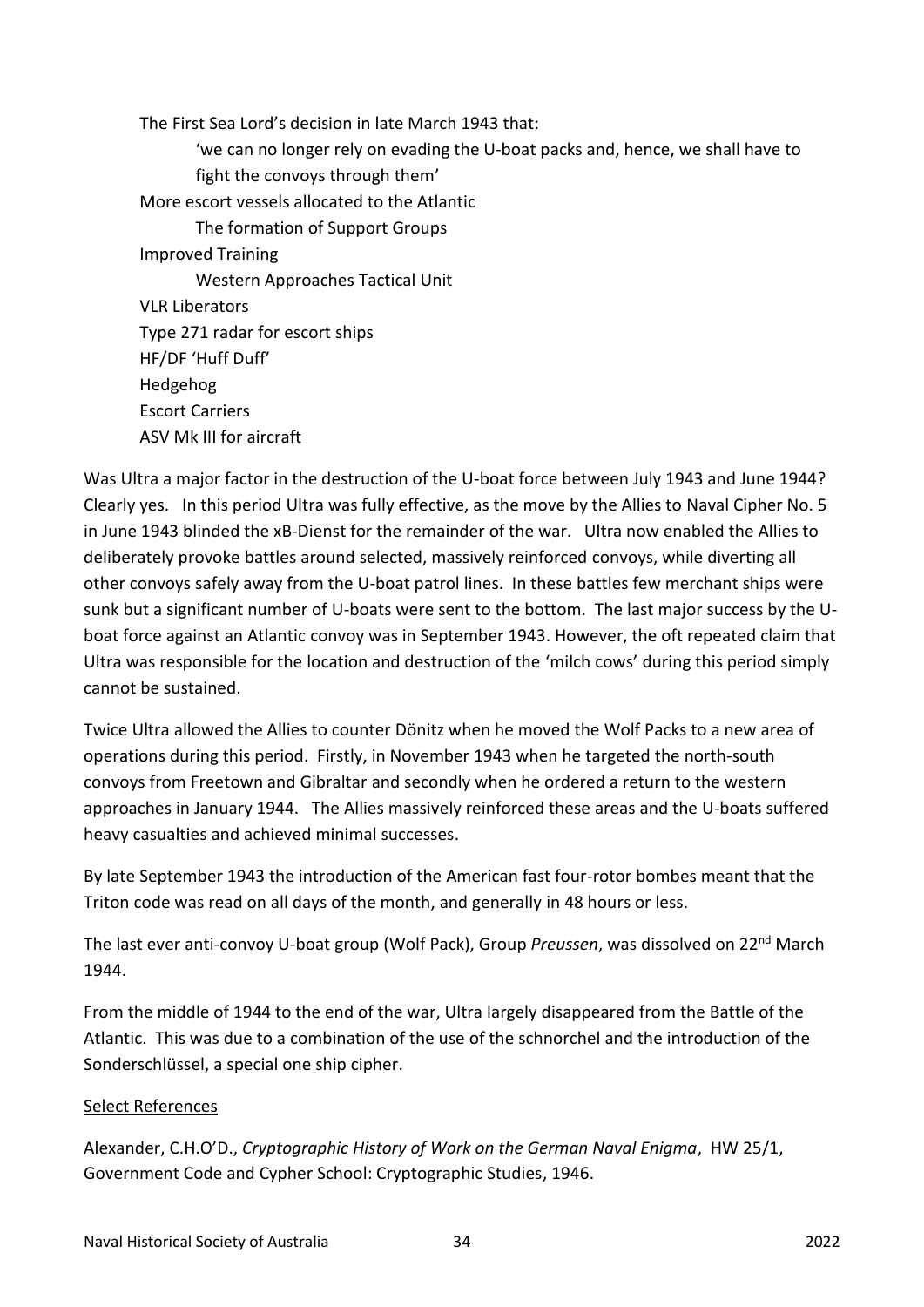The First Sea Lord's decision in late March 1943 that:

> 'we can no longer rely on evading the U-boat packs and, hence, we shall have to fight the convoys through them'

More escort vessels allocated to the Atlantic

> The formation of Support Groups

Improved Training

> Western Approaches Tactical Unit

VLR Liberators

Type 271 radar for escort ships

HF/DF 'Huff Duff'

Hedgehog

Escort Carriers

ASV Mk III for aircraft

Was Ultra a major factor in the destruction of the U-boat force between July 1943 and June 1944? Clearly yes. In this period Ultra was fully effective, as the move by the Allies to Naval Cipher No. 5 in June 1943 blinded the xB-Dienst for the remainder of the war. Ultra now enabled the Allies to deliberately provoke battles around selected, massively reinforced convoys, while diverting all other convoys safely away from the U-boat patrol lines. In these battles few merchant ships were sunk but a significant number of U-boats were sent to the bottom. The last major success by the U-boat force against an Atlantic convoy was in September 1943. However, the oft repeated claim that Ultra was responsible for the location and destruction of the 'milch cows' during this period simply cannot be sustained.

Twice Ultra allowed the Allies to counter Dönitz when he moved the Wolf Packs to a new area of operations during this period. Firstly, in November 1943 when he targeted the north-south convoys from Freetown and Gibraltar and secondly when he ordered a return to the western approaches in January 1944. The Allies massively reinforced these areas and the U-boats suffered heavy casualties and achieved minimal successes.

By late September 1943 the introduction of the American fast four-rotor bombes meant that the Triton code was read on all days of the month, and generally in 48 hours or less.

The last ever anti-convoy U-boat group (Wolf Pack), Group *Preussen*, was dissolved on 22nd March 1944.

From the middle of 1944 to the end of the war, Ultra largely disappeared from the Battle of the Atlantic. This was due to a combination of the use of the schnorchel and the introduction of the Sonderschlüssel, a special one ship cipher.

<u>Select References</u>

Alexander, C.H.O'D., *Cryptographic History of Work on the German Naval Enigma*, HW 25/1, Government Code and Cypher School: Cryptographic Studies, 1946.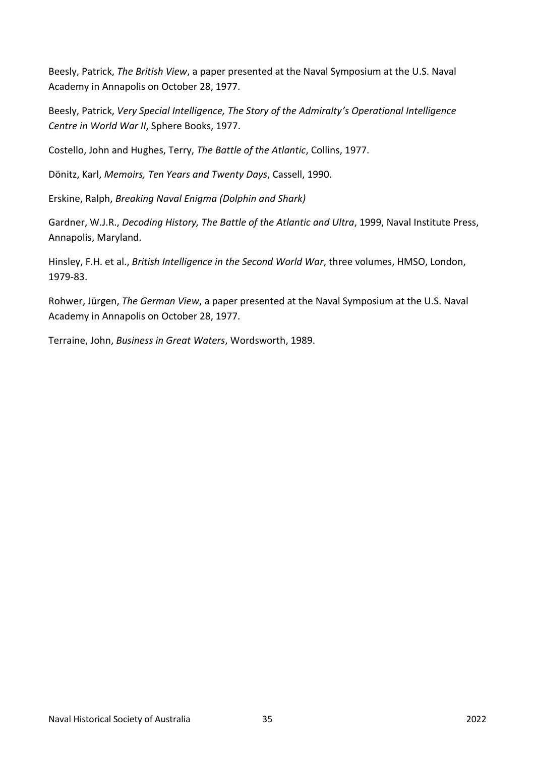Beesly, Patrick, *The British View*, a paper presented at the Naval Symposium at the U.S. Naval Academy in Annapolis on October 28, 1977.

Beesly, Patrick, *Very Special Intelligence, The Story of the Admiralty's Operational Intelligence Centre in World War II*, Sphere Books, 1977.

Costello, John and Hughes, Terry, *The Battle of the Atlantic*, Collins, 1977.

Dönitz, Karl, *Memoirs, Ten Years and Twenty Days*, Cassell, 1990.

Erskine, Ralph, *Breaking Naval Enigma (Dolphin and Shark)*

Gardner, W.J.R., *Decoding History, The Battle of the Atlantic and Ultra*, 1999, Naval Institute Press, Annapolis, Maryland.

Hinsley, F.H. et al., *British Intelligence in the Second World War*, three volumes, HMSO, London, 1979-83.

Rohwer, Jürgen, *The German View*, a paper presented at the Naval Symposium at the U.S. Naval Academy in Annapolis on October 28, 1977.

Terraine, John, *Business in Great Waters*, Wordsworth, 1989.